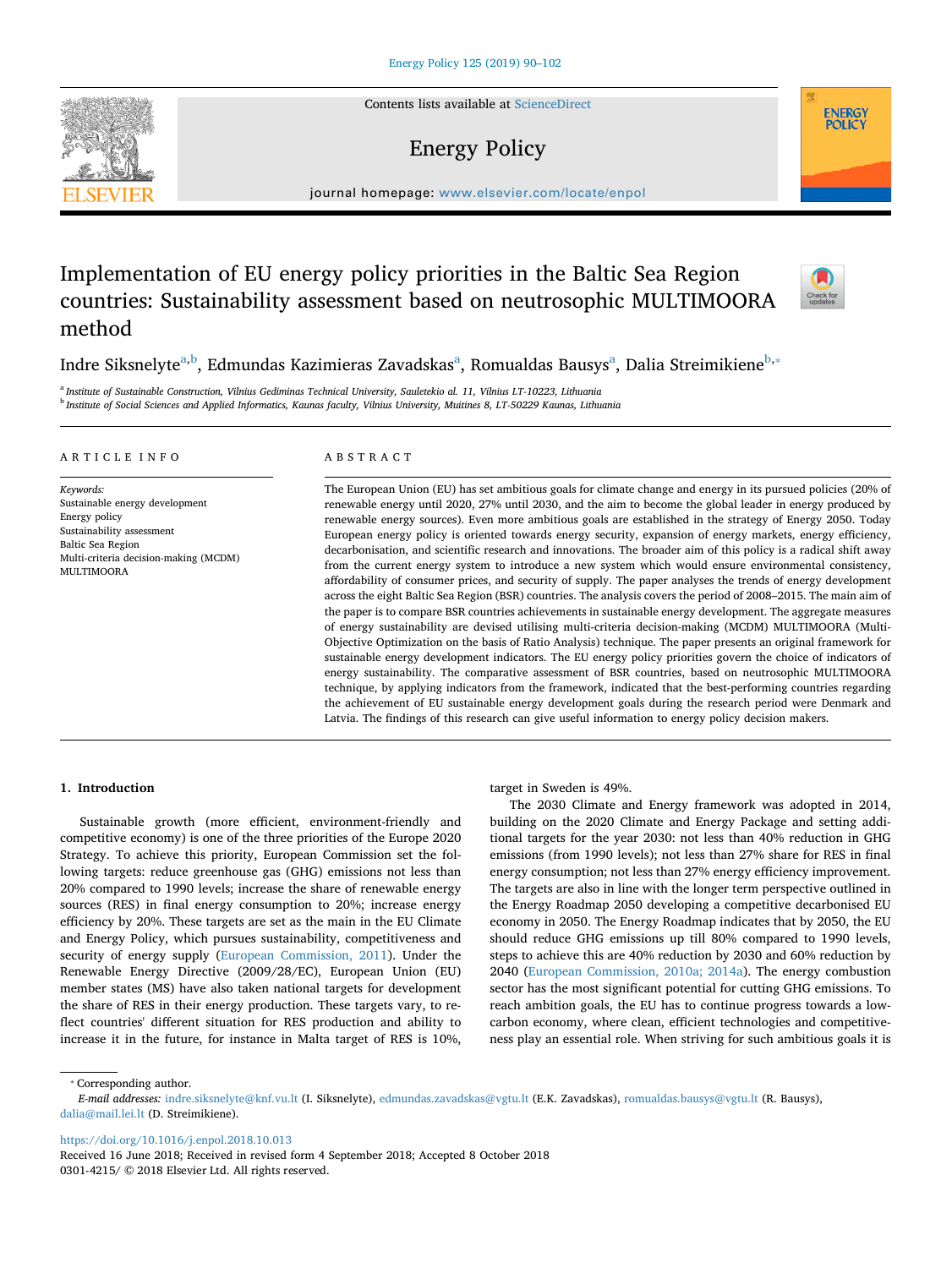# Implementation of EU energy policy priorities in the Baltic Sea Region countries: Sustainability assessment based on neutrosophic MULTIMOORA method

Indre Siksnelyte[a,b], Edmundas Kazimieras Zavadskas[a], Romualdas Bausys[a], Dalia Streimikiene[b,*]

[a] Institute of Sustainable Construction, Vilnius Gediminas Technical University, Sauletekio al. 11, Vilnius LT-10223, Lithuania

[b] Institute of Social Sciences and Applied Informatics, Kaunas faculty, Vilnius University, Muitines 8, LT-50229 Kaunas, Lithuania

## ARTICLE INFO

*Keywords:*
Sustainable energy development
Energy policy
Sustainability assessment
Baltic Sea Region
Multi-criteria decision-making (MCDM)
MULTIMOORA

## ABSTRACT

The European Union (EU) has set ambitious goals for climate change and energy in its pursued policies (20% of renewable energy until 2020, 27% until 2030, and the aim to become the global leader in energy produced by renewable energy sources). Even more ambitious goals are established in the strategy of Energy 2050. Today European energy policy is oriented towards energy security, expansion of energy markets, energy efficiency, decarbonisation, and scientific research and innovations. The broader aim of this policy is a radical shift away from the current energy system to introduce a new system which would ensure environmental consistency, affordability of consumer prices, and security of supply. The paper analyses the trends of energy development across the eight Baltic Sea Region (BSR) countries. The analysis covers the period of 2008–2015. The main aim of the paper is to compare BSR countries achievements in sustainable energy development. The aggregate measures of energy sustainability are devised utilising multi-criteria decision-making (MCDM) MULTIMOORA (Multi-Objective Optimization on the basis of Ratio Analysis) technique. The paper presents an original framework for sustainable energy development indicators. The EU energy policy priorities govern the choice of indicators of energy sustainability. The comparative assessment of BSR countries, based on neutrosophic MULTIMOORA technique, by applying indicators from the framework, indicated that the best-performing countries regarding the achievement of EU sustainable energy development goals during the research period were Denmark and Latvia. The findings of this research can give useful information to energy policy decision makers.

## 1. Introduction

Sustainable growth (more efficient, environment-friendly and competitive economy) is one of the three priorities of the Europe 2020 Strategy. To achieve this priority, European Commission set the following targets: reduce greenhouse gas (GHG) emissions not less than 20% compared to 1990 levels; increase the share of renewable energy sources (RES) in final energy consumption to 20%; increase energy efficiency by 20%. These targets are set as the main in the EU Climate and Energy Policy, which pursues sustainability, competitiveness and security of energy supply (European Commission, 2011). Under the Renewable Energy Directive (2009/28/EC), European Union (EU) member states (MS) have also taken national targets for development the share of RES in their energy production. These targets vary, to reflect countries' different situation for RES production and ability to increase it in the future, for instance in Malta target of RES is 10%, target in Sweden is 49%.

The 2030 Climate and Energy framework was adopted in 2014, building on the 2020 Climate and Energy Package and setting additional targets for the year 2030: not less than 40% reduction in GHG emissions (from 1990 levels); not less than 27% share for RES in final energy consumption; not less than 27% energy efficiency improvement. The targets are also in line with the longer term perspective outlined in the Energy Roadmap 2050 developing a competitive decarbonised EU economy in 2050. The Energy Roadmap indicates that by 2050, the EU should reduce GHG emissions up till 80% compared to 1990 levels, steps to achieve this are 40% reduction by 2030 and 60% reduction by 2040 (European Commission, 2010a; 2014a). The energy combustion sector has the most significant potential for cutting GHG emissions. To reach ambition goals, the EU has to continue progress towards a low-carbon economy, where clean, efficient technologies and competitiveness play an essential role. When striving for such ambitious goals it is

---

* Corresponding author.
*E-mail addresses:* indre.siksnelyte@knf.vu.lt (I. Siksnelyte), edmundas.zavadskas@vgtu.lt (E.K. Zavadskas), romualdas.bausys@vgtu.lt (R. Bausys), dalia@mail.lei.lt (D. Streimikiene).

https://doi.org/10.1016/j.enpol.2018.10.013
Received 16 June 2018; Received in revised form 4 September 2018; Accepted 8 October 2018
0301-4215/ © 2018 Elsevier Ltd. All rights reserved.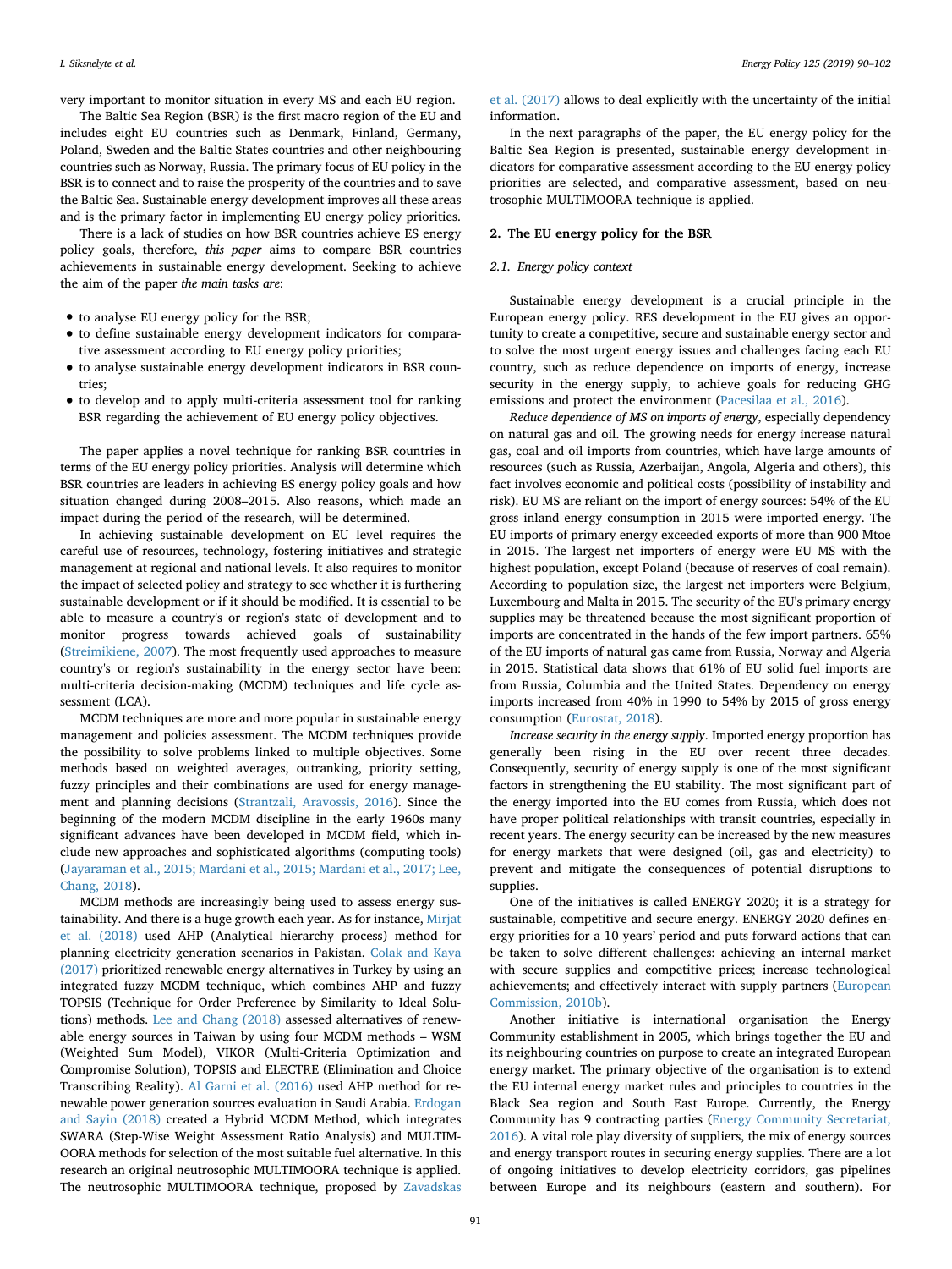very important to monitor situation in every MS and each EU region.

The Baltic Sea Region (BSR) is the first macro region of the EU and includes eight EU countries such as Denmark, Finland, Germany, Poland, Sweden and the Baltic States countries and other neighbouring countries such as Norway, Russia. The primary focus of EU policy in the BSR is to connect and to raise the prosperity of the countries and to save the Baltic Sea. Sustainable energy development improves all these areas and is the primary factor in implementing EU energy policy priorities.

There is a lack of studies on how BSR countries achieve ES energy policy goals, therefore, *this paper* aims to compare BSR countries achievements in sustainable energy development. Seeking to achieve the aim of the paper *the main tasks are*:

- to analyse EU energy policy for the BSR;
- to define sustainable energy development indicators for comparative assessment according to EU energy policy priorities;
- to analyse sustainable energy development indicators in BSR countries;
- to develop and to apply multi-criteria assessment tool for ranking BSR regarding the achievement of EU energy policy objectives.

The paper applies a novel technique for ranking BSR countries in terms of the EU energy policy priorities. Analysis will determine which BSR countries are leaders in achieving ES energy policy goals and how situation changed during 2008–2015. Also reasons, which made an impact during the period of the research, will be determined.

In achieving sustainable development on EU level requires the careful use of resources, technology, fostering initiatives and strategic management at regional and national levels. It also requires to monitor the impact of selected policy and strategy to see whether it is furthering sustainable development or if it should be modified. It is essential to be able to measure a country's or region's state of development and to monitor progress towards achieved goals of sustainability (Streimikiene, 2007). The most frequently used approaches to measure country's or region's sustainability in the energy sector have been: multi-criteria decision-making (MCDM) techniques and life cycle assessment (LCA).

MCDM techniques are more and more popular in sustainable energy management and policies assessment. The MCDM techniques provide the possibility to solve problems linked to multiple objectives. Some methods based on weighted averages, outranking, priority setting, fuzzy principles and their combinations are used for energy management and planning decisions (Strantzali, Aravossis, 2016). Since the beginning of the modern MCDM discipline in the early 1960s many significant advances have been developed in MCDM field, which include new approaches and sophisticated algorithms (computing tools) (Jayaraman et al., 2015; Mardani et al., 2015; Mardani et al., 2017; Lee, Chang, 2018).

MCDM methods are increasingly being used to assess energy sustainability. And there is a huge growth each year. As for instance, Mirjat et al. (2018) used AHP (Analytical hierarchy process) method for planning electricity generation scenarios in Pakistan. Colak and Kaya (2017) prioritized renewable energy alternatives in Turkey by using an integrated fuzzy MCDM technique, which combines AHP and fuzzy TOPSIS (Technique for Order Preference by Similarity to Ideal Solutions) methods. Lee and Chang (2018) assessed alternatives of renewable energy sources in Taiwan by using four MCDM methods – WSM (Weighted Sum Model), VIKOR (Multi-Criteria Optimization and Compromise Solution), TOPSIS and ELECTRE (Elimination and Choice Transcribing Reality). Al Garni et al. (2016) used AHP method for renewable power generation sources evaluation in Saudi Arabia. Erdogan and Sayin (2018) created a Hybrid MCDM Method, which integrates SWARA (Step-Wise Weight Assessment Ratio Analysis) and MULTIMOORA methods for selection of the most suitable fuel alternative. In this research an original neutrosophic MULTIMOORA technique is applied. The neutrosophic MULTIMOORA technique, proposed by Zavadskas et al. (2017) allows to deal explicitly with the uncertainty of the initial information.

In the next paragraphs of the paper, the EU energy policy for the Baltic Sea Region is presented, sustainable energy development indicators for comparative assessment according to the EU energy policy priorities are selected, and comparative assessment, based on neutrosophic MULTIMOORA technique is applied.

## 2. The EU energy policy for the BSR

### 2.1. Energy policy context

Sustainable energy development is a crucial principle in the European energy policy. RES development in the EU gives an opportunity to create a competitive, secure and sustainable energy sector and to solve the most urgent energy issues and challenges facing each EU country, such as reduce dependence on imports of energy, increase security in the energy supply, to achieve goals for reducing GHG emissions and protect the environment (Pacesilaa et al., 2016).

*Reduce dependence of MS on imports of energy*, especially dependency on natural gas and oil. The growing needs for energy increase natural gas, coal and oil imports from countries, which have large amounts of resources (such as Russia, Azerbaijan, Angola, Algeria and others), this fact involves economic and political costs (possibility of instability and risk). EU MS are reliant on the import of energy sources: 54% of the EU gross inland energy consumption in 2015 were imported energy. The EU imports of primary energy exceeded exports of more than 900 Mtoe in 2015. The largest net importers of energy were EU MS with the highest population, except Poland (because of reserves of coal remain). According to population size, the largest net importers were Belgium, Luxembourg and Malta in 2015. The security of the EU's primary energy supplies may be threatened because the most significant proportion of imports are concentrated in the hands of the few import partners. 65% of the EU imports of natural gas came from Russia, Norway and Algeria in 2015. Statistical data shows that 61% of EU solid fuel imports are from Russia, Columbia and the United States. Dependency on energy imports increased from 40% in 1990 to 54% by 2015 of gross energy consumption (Eurostat, 2018).

*Increase security in the energy supply*. Imported energy proportion has generally been rising in the EU over recent three decades. Consequently, security of energy supply is one of the most significant factors in strengthening the EU stability. The most significant part of the energy imported into the EU comes from Russia, which does not have proper political relationships with transit countries, especially in recent years. The energy security can be increased by the new measures for energy markets that were designed (oil, gas and electricity) to prevent and mitigate the consequences of potential disruptions to supplies.

One of the initiatives is called ENERGY 2020; it is a strategy for sustainable, competitive and secure energy. ENERGY 2020 defines energy priorities for a 10 years' period and puts forward actions that can be taken to solve different challenges: achieving an internal market with secure supplies and competitive prices; increase technological achievements; and effectively interact with supply partners (European Commission, 2010b).

Another initiative is international organisation the Energy Community establishment in 2005, which brings together the EU and its neighbouring countries on purpose to create an integrated European energy market. The primary objective of the organisation is to extend the EU internal energy market rules and principles to countries in the Black Sea region and South East Europe. Currently, the Energy Community has 9 contracting parties (Energy Community Secretariat, 2016). A vital role play diversity of suppliers, the mix of energy sources and energy transport routes in securing energy supplies. There are a lot of ongoing initiatives to develop electricity corridors, gas pipelines between Europe and its neighbours (eastern and southern). For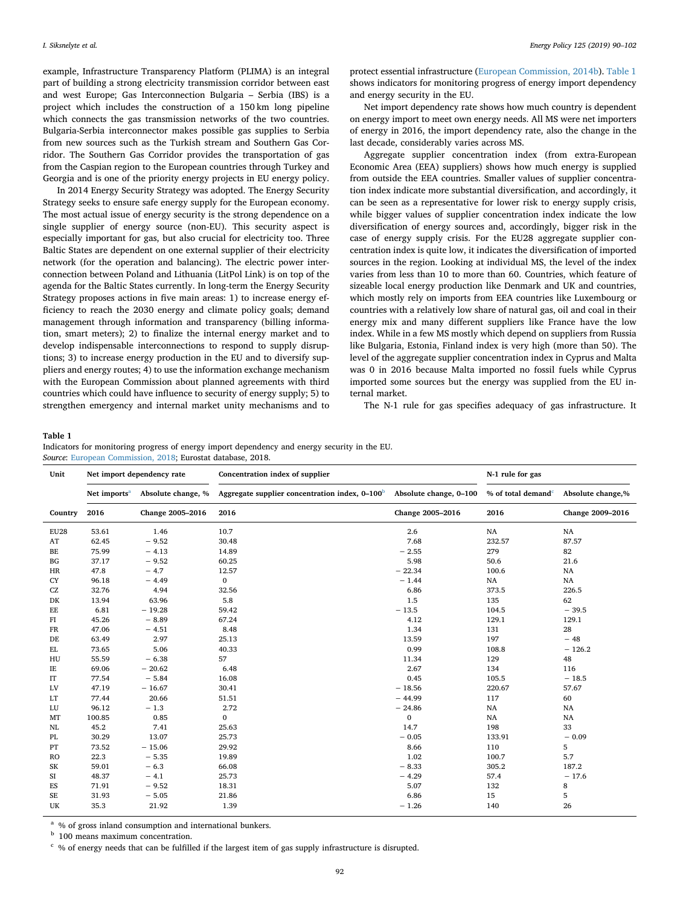example, Infrastructure Transparency Platform (PLIMA) is an integral part of building a strong electricity transmission corridor between east and west Europe; Gas Interconnection Bulgaria – Serbia (IBS) is a project which includes the construction of a 150 km long pipeline which connects the gas transmission networks of the two countries. Bulgaria-Serbia interconnector makes possible gas supplies to Serbia from new sources such as the Turkish stream and Southern Gas Corridor. The Southern Gas Corridor provides the transportation of gas from the Caspian region to the European countries through Turkey and Georgia and is one of the priority energy projects in EU energy policy.

In 2014 Energy Security Strategy was adopted. The Energy Security Strategy seeks to ensure safe energy supply for the European economy. The most actual issue of energy security is the strong dependence on a single supplier of energy source (non-EU). This security aspect is especially important for gas, but also crucial for electricity too. Three Baltic States are dependent on one external supplier of their electricity network (for the operation and balancing). The electric power interconnection between Poland and Lithuania (LitPol Link) is on top of the agenda for the Baltic States currently. In long-term the Energy Security Strategy proposes actions in five main areas: 1) to increase energy efficiency to reach the 2030 energy and climate policy goals; demand management through information and transparency (billing information, smart meters); 2) to finalize the internal energy market and to develop indispensable interconnections to respond to supply disruptions; 3) to increase energy production in the EU and to diversify suppliers and energy routes; 4) to use the information exchange mechanism with the European Commission about planned agreements with third countries which could have influence to security of energy supply; 5) to strengthen emergency and internal market unity mechanisms and to protect essential infrastructure (European Commission, 2014b). Table 1 shows indicators for monitoring progress of energy import dependency and energy security in the EU.

Net import dependency rate shows how much country is dependent on energy import to meet own energy needs. All MS were net importers of energy in 2016, the import dependency rate, also the change in the last decade, considerably varies across MS.

Aggregate supplier concentration index (from extra-European Economic Area (EEA) suppliers) shows how much energy is supplied from outside the EEA countries. Smaller values of supplier concentration index indicate more substantial diversification, and accordingly, it can be seen as a representative for lower risk to energy supply crisis, while bigger values of supplier concentration index indicate the low diversification of energy sources and, accordingly, bigger risk in the case of energy supply crisis. For the EU28 aggregate supplier concentration index is quite low, it indicates the diversification of imported sources in the region. Looking at individual MS, the level of the index varies from less than 10 to more than 60. Countries, which feature of sizeable local energy production like Denmark and UK and countries, which mostly rely on imports from EEA countries like Luxembourg or countries with a relatively low share of natural gas, oil and coal in their energy mix and many different suppliers like France have the low index. While in a few MS mostly which depend on suppliers from Russia like Bulgaria, Estonia, Finland index is very high (more than 50). The level of the aggregate supplier concentration index in Cyprus and Malta was 0 in 2016 because Malta imported no fossil fuels while Cyprus imported some sources but the energy was supplied from the EU internal market.

The N-1 rule for gas specifies adequacy of gas infrastructure. It

**Table 1**
Indicators for monitoring progress of energy import dependency and energy security in the EU.
*Source*: European Commission, 2018; Eurostat database, 2018.

| Unit | Net import dependency rate | | Concentration index of supplier | | N-1 rule for gas | |
|---|---|---|---|---|---|---|
| | Net imports[a] | Absolute change, % | Aggregate supplier concentration index, 0–100[b] | Absolute change, 0–100 | % of total demand[c] | Absolute change,% |
| Country | 2016 | Change 2005–2016 | 2016 | Change 2005–2016 | 2016 | Change 2009–2016 |
| EU28 | 53.61 | 1.46 | 10.7 | 2.6 | NA | NA |
| AT | 62.45 | − 9.52 | 30.48 | 7.68 | 232.57 | 87.57 |
| BE | 75.99 | − 4.13 | 14.89 | − 2.55 | 279 | 82 |
| BG | 37.17 | − 9.52 | 60.25 | 5.98 | 50.6 | 21.6 |
| HR | 47.8 | − 4.7 | 12.57 | − 22.34 | 100.6 | NA |
| CY | 96.18 | − 4.49 | 0 | − 1.44 | NA | NA |
| CZ | 32.76 | 4.94 | 32.56 | 6.86 | 373.5 | 226.5 |
| DK | 13.94 | 63.96 | 5.8 | 1.5 | 135 | 62 |
| EE | 6.81 | − 19.28 | 59.42 | − 13.5 | 104.5 | − 39.5 |
| FI | 45.26 | − 8.89 | 67.24 | 4.12 | 129.1 | 129.1 |
| FR | 47.06 | − 4.51 | 8.48 | 1.34 | 131 | 28 |
| DE | 63.49 | 2.97 | 25.13 | 13.59 | 197 | − 48 |
| EL | 73.65 | 5.06 | 40.33 | 0.99 | 108.8 | − 126.2 |
| HU | 55.59 | − 6.38 | 57 | 11.34 | 129 | 48 |
| IE | 69.06 | − 20.62 | 6.48 | 2.67 | 134 | 116 |
| IT | 77.54 | − 5.84 | 16.08 | 0.45 | 105.5 | − 18.5 |
| LV | 47.19 | − 16.67 | 30.41 | − 18.56 | 220.67 | 57.67 |
| LT | 77.44 | 20.66 | 51.51 | − 44.99 | 117 | 60 |
| LU | 96.12 | − 1.3 | 2.72 | − 24.86 | NA | NA |
| MT | 100.85 | 0.85 | 0 | 0 | NA | NA |
| NL | 45.2 | 7.41 | 25.63 | 14.7 | 198 | 33 |
| PL | 30.29 | 13.07 | 25.73 | − 0.05 | 133.91 | − 0.09 |
| PT | 73.52 | − 15.06 | 29.92 | 8.66 | 110 | 5 |
| RO | 22.3 | − 5.35 | 19.89 | 1.02 | 100.7 | 5.7 |
| SK | 59.01 | − 6.3 | 66.08 | − 8.33 | 305.2 | 187.2 |
| SI | 48.37 | − 4.1 | 25.73 | − 4.29 | 57.4 | − 17.6 |
| ES | 71.91 | − 9.52 | 18.31 | 5.07 | 132 | 8 |
| SE | 31.93 | − 5.05 | 21.86 | 6.86 | 15 | 5 |
| UK | 35.3 | 21.92 | 1.39 | − 1.26 | 140 | 26 |

[a] % of gross inland consumption and international bunkers.
[b] 100 means maximum concentration.
[c] % of energy needs that can be fulfilled if the largest item of gas supply infrastructure is disrupted.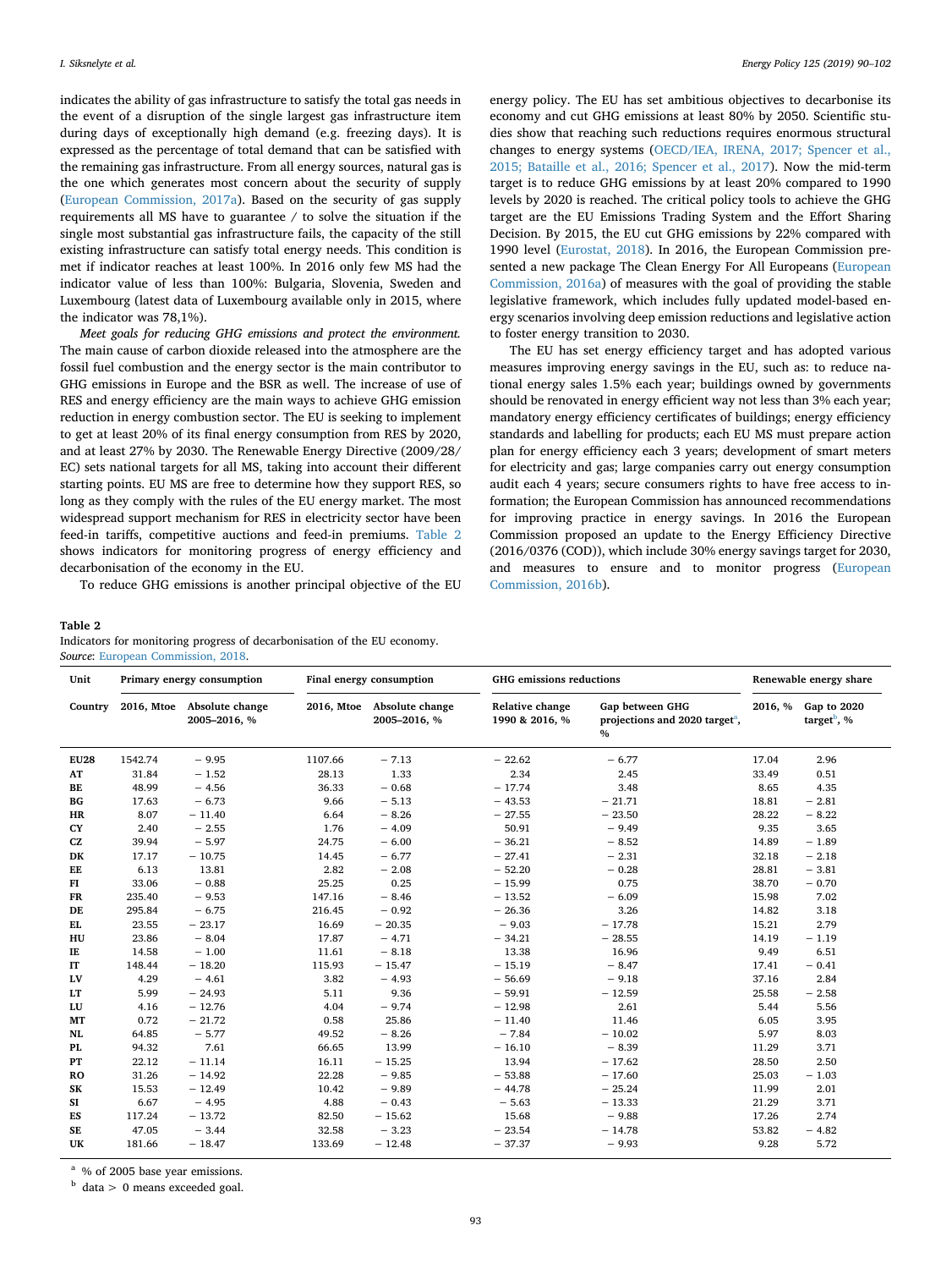indicates the ability of gas infrastructure to satisfy the total gas needs in the event of a disruption of the single largest gas infrastructure item during days of exceptionally high demand (e.g. freezing days). It is expressed as the percentage of total demand that can be satisfied with the remaining gas infrastructure. From all energy sources, natural gas is the one which generates most concern about the security of supply (European Commission, 2017a). Based on the security of gas supply requirements all MS have to guarantee / to solve the situation if the single most substantial gas infrastructure fails, the capacity of the still existing infrastructure can satisfy total energy needs. This condition is met if indicator reaches at least 100%. In 2016 only few MS had the indicator value of less than 100%: Bulgaria, Slovenia, Sweden and Luxembourg (latest data of Luxembourg available only in 2015, where the indicator was 78,1%).

*Meet goals for reducing GHG emissions and protect the environment.* The main cause of carbon dioxide released into the atmosphere are the fossil fuel combustion and the energy sector is the main contributor to GHG emissions in Europe and the BSR as well. The increase of use of RES and energy efficiency are the main ways to achieve GHG emission reduction in energy combustion sector. The EU is seeking to implement to get at least 20% of its final energy consumption from RES by 2020, and at least 27% by 2030. The Renewable Energy Directive (2009/28/EC) sets national targets for all MS, taking into account their different starting points. EU MS are free to determine how they support RES, so long as they comply with the rules of the EU energy market. The most widespread support mechanism for RES in electricity sector have been feed-in tariffs, competitive auctions and feed-in premiums. Table 2 shows indicators for monitoring progress of energy efficiency and decarbonisation of the economy in the EU.

To reduce GHG emissions is another principal objective of the EU energy policy. The EU has set ambitious objectives to decarbonise its economy and cut GHG emissions at least 80% by 2050. Scientific studies show that reaching such reductions requires enormous structural changes to energy systems (OECD/IEA, IRENA, 2017; Spencer et al., 2015; Bataille et al., 2016; Spencer et al., 2017). Now the mid-term target is to reduce GHG emissions by at least 20% compared to 1990 levels by 2020 is reached. The critical policy tools to achieve the GHG target are the EU Emissions Trading System and the Effort Sharing Decision. By 2015, the EU cut GHG emissions by 22% compared with 1990 level (Eurostat, 2018). In 2016, the European Commission presented a new package The Clean Energy For All Europeans (European Commission, 2016a) of measures with the goal of providing the stable legislative framework, which includes fully updated model-based energy scenarios involving deep emission reductions and legislative action to foster energy transition to 2030.

The EU has set energy efficiency target and has adopted various measures improving energy savings in the EU, such as: to reduce national energy sales 1.5% each year; buildings owned by governments should be renovated in energy efficient way not less than 3% each year; mandatory energy efficiency certificates of buildings; energy efficiency standards and labelling for products; each EU MS must prepare action plan for energy efficiency each 3 years; development of smart meters for electricity and gas; large companies carry out energy consumption audit each 4 years; secure consumers rights to have free access to information; the European Commission has announced recommendations for improving practice in energy savings. In 2016 the European Commission proposed an update to the Energy Efficiency Directive (2016/0376 (COD)), which include 30% energy savings target for 2030, and measures to ensure and to monitor progress (European Commission, 2016b).

**Table 2**
Indicators for monitoring progress of decarbonisation of the EU economy.
*Source*: European Commission, 2018.

| Unit | Primary energy consumption | | Final energy consumption | | GHG emissions reductions | | Renewable energy share | |
|---|---|---|---|---|---|---|---|---|
| Country | 2016, Mtoe | Absolute change 2005–2016, % | 2016, Mtoe | Absolute change 2005–2016, % | Relative change 1990 & 2016, % | Gap between GHG projections and 2020 target[a], % | 2016, % | Gap to 2020 target[b], % |
| **EU28** | 1542.74 | − 9.95 | 1107.66 | − 7.13 | − 22.62 | − 6.77 | 17.04 | 2.96 |
| **AT** | 31.84 | − 1.52 | 28.13 | 1.33 | 2.34 | 2.45 | 33.49 | 0.51 |
| **BE** | 48.99 | − 4.56 | 36.33 | − 0.68 | − 17.74 | 3.48 | 8.65 | 4.35 |
| **BG** | 17.63 | − 6.73 | 9.66 | − 5.13 | − 43.53 | − 21.71 | 18.81 | − 2.81 |
| **HR** | 8.07 | − 11.40 | 6.64 | − 8.26 | − 27.55 | − 23.50 | 28.22 | − 8.22 |
| **CY** | 2.40 | − 2.55 | 1.76 | − 4.09 | 50.91 | − 9.49 | 9.35 | 3.65 |
| **CZ** | 39.94 | − 5.97 | 24.75 | − 6.00 | − 36.21 | − 8.52 | 14.89 | − 1.89 |
| **DK** | 17.17 | − 10.75 | 14.45 | − 6.77 | − 27.41 | − 2.31 | 32.18 | − 2.18 |
| **EE** | 6.13 | 13.81 | 2.82 | − 2.08 | − 52.20 | − 0.28 | 28.81 | − 3.81 |
| **FI** | 33.06 | − 0.88 | 25.25 | 0.25 | − 15.99 | 0.75 | 38.70 | − 0.70 |
| **FR** | 235.40 | − 9.53 | 147.16 | − 8.46 | − 13.52 | − 6.09 | 15.98 | 7.02 |
| **DE** | 295.84 | − 6.75 | 216.45 | − 0.92 | − 26.36 | 3.26 | 14.82 | 3.18 |
| **EL** | 23.55 | − 23.17 | 16.69 | − 20.35 | − 9.03 | − 17.78 | 15.21 | 2.79 |
| **HU** | 23.86 | − 8.04 | 17.87 | − 4.71 | − 34.21 | − 28.55 | 14.19 | − 1.19 |
| **IE** | 14.58 | − 1.00 | 11.61 | − 8.18 | 13.38 | 16.96 | 9.49 | 6.51 |
| **IT** | 148.44 | − 18.20 | 115.93 | − 15.47 | − 15.19 | − 8.47 | 17.41 | − 0.41 |
| **LV** | 4.29 | − 4.61 | 3.82 | − 4.93 | − 56.69 | − 9.18 | 37.16 | 2.84 |
| **LT** | 5.99 | − 24.93 | 5.11 | 9.36 | − 59.91 | − 12.59 | 25.58 | − 2.58 |
| **LU** | 4.16 | − 12.76 | 4.04 | − 9.74 | − 12.98 | 2.61 | 5.44 | 5.56 |
| **MT** | 0.72 | − 21.72 | 0.58 | 25.86 | − 11.40 | 11.46 | 6.05 | 3.95 |
| **NL** | 64.85 | − 5.77 | 49.52 | − 8.26 | − 7.84 | − 10.02 | 5.97 | 8.03 |
| **PL** | 94.32 | 7.61 | 66.65 | 13.99 | − 16.10 | − 8.39 | 11.29 | 3.71 |
| **PT** | 22.12 | − 11.14 | 16.11 | − 15.25 | 13.94 | − 17.62 | 28.50 | 2.50 |
| **RO** | 31.26 | − 14.92 | 22.28 | − 9.85 | − 53.88 | − 17.60 | 25.03 | − 1.03 |
| **SK** | 15.53 | − 12.49 | 10.42 | − 9.89 | − 44.78 | − 25.24 | 11.99 | 2.01 |
| **SI** | 6.67 | − 4.95 | 4.88 | − 0.43 | − 5.63 | − 13.33 | 21.29 | 3.71 |
| **ES** | 117.24 | − 13.72 | 82.50 | − 15.62 | 15.68 | − 9.88 | 17.26 | 2.74 |
| **SE** | 47.05 | − 3.44 | 32.58 | − 3.23 | − 23.54 | − 14.78 | 53.82 | − 4.82 |
| **UK** | 181.66 | − 18.47 | 133.69 | − 12.48 | − 37.37 | − 9.93 | 9.28 | 5.72 |

[a] % of 2005 base year emissions.
[b] data > 0 means exceeded goal.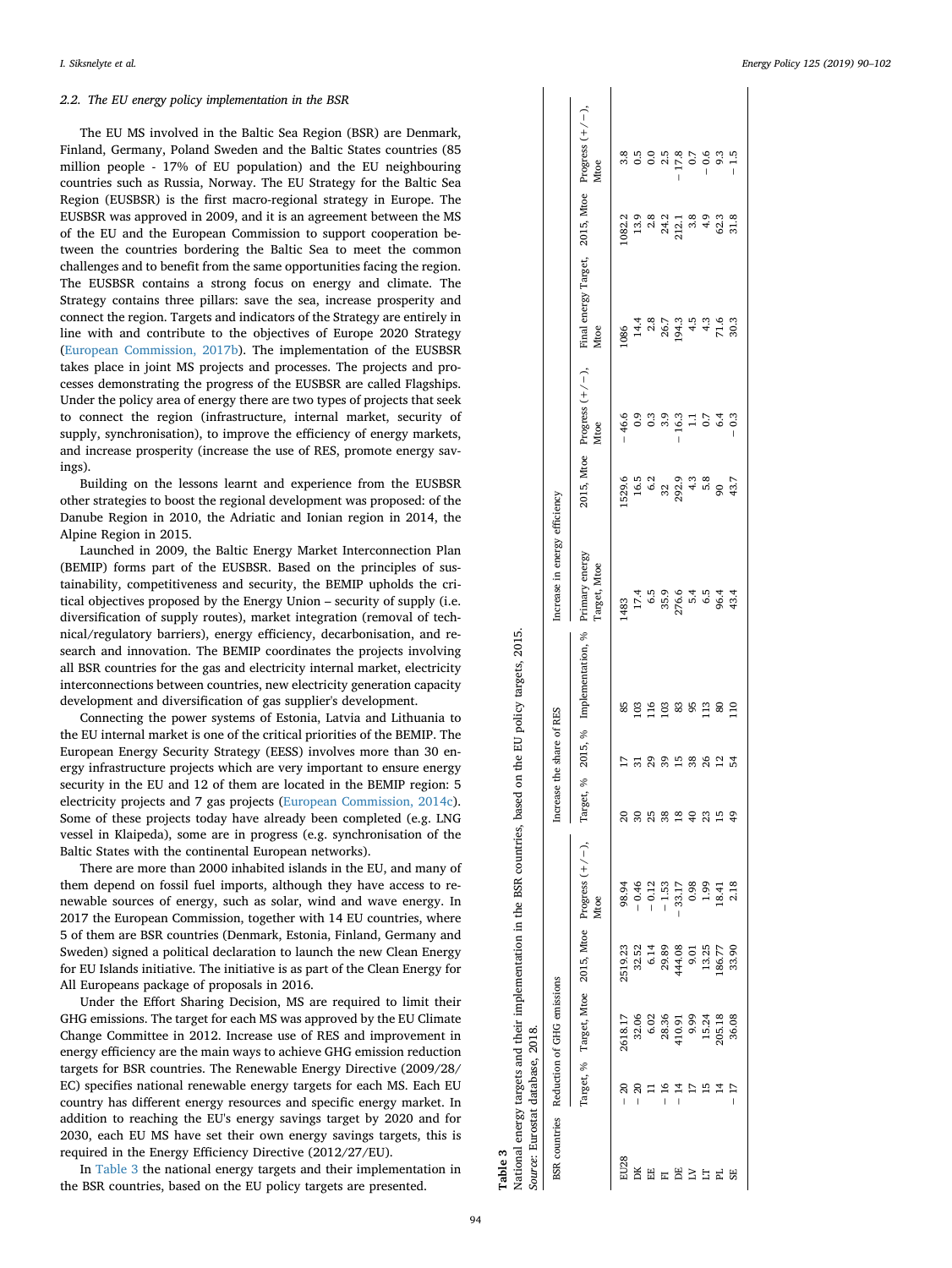## 2.2. The EU energy policy implementation in the BSR

The EU MS involved in the Baltic Sea Region (BSR) are Denmark, Finland, Germany, Poland Sweden and the Baltic States countries (85 million people - 17% of EU population) and the EU neighbouring countries such as Russia, Norway. The EU Strategy for the Baltic Sea Region (EUSBSR) is the first macro-regional strategy in Europe. The EUSBSR was approved in 2009, and it is an agreement between the MS of the EU and the European Commission to support cooperation between the countries bordering the Baltic Sea to meet the common challenges and to benefit from the same opportunities facing the region. The EUSBSR contains a strong focus on energy and climate. The Strategy contains three pillars: save the sea, increase prosperity and connect the region. Targets and indicators of the Strategy are entirely in line with and contribute to the objectives of Europe 2020 Strategy (European Commission, 2017b). The implementation of the EUSBSR takes place in joint MS projects and processes. The projects and processes demonstrating the progress of the EUSBSR are called Flagships. Under the policy area of energy there are two types of projects that seek to connect the region (infrastructure, internal market, security of supply, synchronisation), to improve the efficiency of energy markets, and increase prosperity (increase the use of RES, promote energy savings).

Building on the lessons learnt and experience from the EUSBSR other strategies to boost the regional development was proposed: of the Danube Region in 2010, the Adriatic and Ionian region in 2014, the Alpine Region in 2015.

Launched in 2009, the Baltic Energy Market Interconnection Plan (BEMIP) forms part of the EUSBSR. Based on the principles of sustainability, competitiveness and security, the BEMIP upholds the critical objectives proposed by the Energy Union – security of supply (i.e. diversification of supply routes), market integration (removal of technical/regulatory barriers), energy efficiency, decarbonisation, and research and innovation. The BEMIP coordinates the projects involving all BSR countries for the gas and electricity internal market, electricity interconnections between countries, new electricity generation capacity development and diversification of gas supplier's development.

Connecting the power systems of Estonia, Latvia and Lithuania to the EU internal market is one of the critical priorities of the BEMIP. The European Energy Security Strategy (EESS) involves more than 30 energy infrastructure projects which are very important to ensure energy security in the EU and 12 of them are located in the BEMIP region: 5 electricity projects and 7 gas projects (European Commission, 2014c). Some of these projects today have already been completed (e.g. LNG vessel in Klaipeda), some are in progress (e.g. synchronisation of the Baltic States with the continental European networks).

There are more than 2000 inhabited islands in the EU, and many of them depend on fossil fuel imports, although they have access to renewable sources of energy, such as solar, wind and wave energy. In 2017 the European Commission, together with 14 EU countries, where 5 of them are BSR countries (Denmark, Estonia, Finland, Germany and Sweden) signed a political declaration to launch the new Clean Energy for EU Islands initiative. The initiative is as part of the Clean Energy for All Europeans package of proposals in 2016.

Under the Effort Sharing Decision, MS are required to limit their GHG emissions. The target for each MS was approved by the EU Climate Change Committee in 2012. Increase use of RES and improvement in energy efficiency are the main ways to achieve GHG emission reduction targets for BSR countries. The Renewable Energy Directive (2009/28/EC) specifies national renewable energy targets for each MS. Each EU country has different energy resources and specific energy market. In addition to reaching the EU's energy savings target by 2020 and for 2030, each EU MS have set their own energy savings targets, this is required in the Energy Efficiency Directive (2012/27/EU).

In Table 3 the national energy targets and their implementation in the BSR countries, based on the EU policy targets are presented.

**Table 3**
National energy targets and their implementation in the BSR countries, based on the EU policy targets, 2015.
*Source*: Eurostat database, 2018.

| BSR countries | Reduction of GHG emissions | | | | Increase the share of RES | | | Increase in energy efficiency | | | | | |
|---|---|---|---|---|---|---|---|---|---|---|---|---|---|
| | Target, % | Target, Mtoe | 2015, Mtoe | Progress (+/−), Mtoe | Target, % | 2015, % | Implementation, % | Primary energy Target, Mtoe | 2015, Mtoe | Progress (+/−), Mtoe | Final energy Target, Mtoe | 2015, Mtoe | Progress (+/−), Mtoe |
| EU28 | −20 | 2618.17 | 2519.23 | 98.94 | 20 | 17 | 85 | 1483 | 1529.6 | −46.6 | 1086 | 1082.2 | 3.8 |
| DK | −20 | 32.06 | 32.52 | −0.46 | 30 | 31 | 103 | 17.4 | 16.5 | 0.9 | 14.4 | 13.9 | 0.5 |
| EE | 11 | 6.02 | 6.14 | −0.12 | 25 | 29 | 116 | 6.5 | 6.2 | 0.3 | 2.8 | 2.8 | 0.0 |
| FI | −16 | 28.36 | 29.89 | −1.53 | 38 | 39 | 103 | 35.9 | 32 | 3.9 | 26.7 | 24.2 | 2.5 |
| DE | −14 | 410.91 | 444.08 | −33.17 | 18 | 15 | 83 | 276.6 | 292.9 | −16.3 | 194.3 | 212.1 | −17.8 |
| LV | 17 | 9.99 | 9.01 | 0.98 | 40 | 38 | 95 | 5.4 | 4.3 | 1.1 | 4.5 | 3.8 | 0.7 |
| LT | 15 | 15.24 | 13.25 | 1.99 | 23 | 26 | 113 | 6.5 | 5.8 | 0.7 | 4.3 | 4.9 | −0.6 |
| PL | 14 | 205.18 | 186.77 | 18.41 | 15 | 12 | 80 | 96.4 | 90 | 6.4 | 71.6 | 62.3 | 9.3 |
| SE | −17 | 36.08 | 33.90 | 2.18 | 49 | 54 | 110 | 43.4 | 43.7 | −0.3 | 30.3 | 31.8 | −1.5 |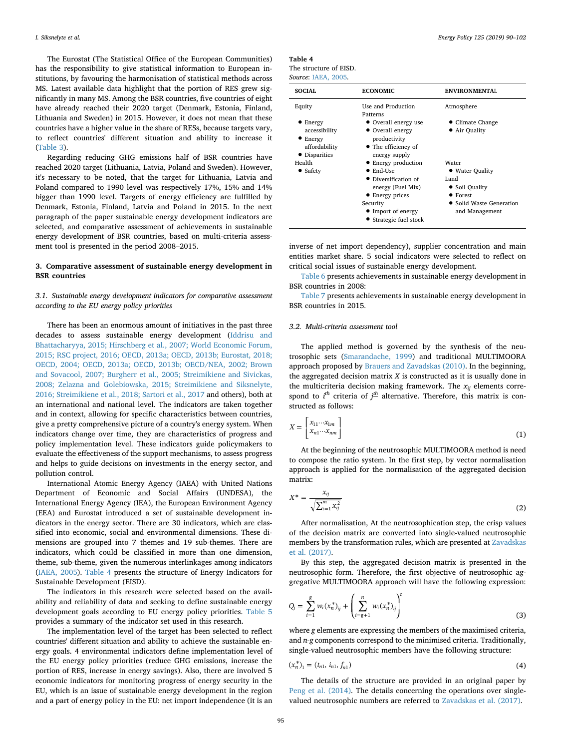The Eurostat (The Statistical Office of the European Communities) has the responsibility to give statistical information to European institutions, by favouring the harmonisation of statistical methods across MS. Latest available data highlight that the portion of RES grew significantly in many MS. Among the BSR countries, five countries of eight have already reached their 2020 target (Denmark, Estonia, Finland, Lithuania and Sweden) in 2015. However, it does not mean that these countries have a higher value in the share of RESs, because targets vary, to reflect countries' different situation and ability to increase it (Table 3).

Regarding reducing GHG emissions half of BSR countries have reached 2020 target (Lithuania, Latvia, Poland and Sweden). However, it's necessary to be noted, that the target for Lithuania, Latvia and Poland compared to 1990 level was respectively 17%, 15% and 14% bigger than 1990 level. Targets of energy efficiency are fulfilled by Denmark, Estonia, Finland, Latvia and Poland in 2015. In the next paragraph of the paper sustainable energy development indicators are selected, and comparative assessment of achievements in sustainable energy development of BSR countries, based on multi-criteria assessment tool is presented in the period 2008–2015.

## 3. Comparative assessment of sustainable energy development in BSR countries

### 3.1. Sustainable energy development indicators for comparative assessment according to the EU energy policy priorities

There has been an enormous amount of initiatives in the past three decades to assess sustainable energy development (Iddrisu and Bhattacharyya, 2015; Hirschberg et al., 2007; World Economic Forum, 2015; RSC project, 2016; OECD, 2013a; OECD, 2013b; Eurostat, 2018; OECD, 2004; OECD, 2013a; OECD, 2013b; OECD/NEA, 2002; Brown and Sovacool, 2007; Burgherr et al., 2005; Streimikiene and Sivickas, 2008; Zelazna and Golebiowska, 2015; Streimikiene and Siksnelyte, 2016; Streimikiene et al., 2018; Sartori et al., 2017 and others), both at an international and national level. The indicators are taken together and in context, allowing for specific characteristics between countries, give a pretty comprehensive picture of a country's energy system. When indicators change over time, they are characteristics of progress and policy implementation level. These indicators guide policymakers to evaluate the effectiveness of the support mechanisms, to assess progress and helps to guide decisions on investments in the energy sector, and pollution control.

International Atomic Energy Agency (IAEA) with United Nations Department of Economic and Social Affairs (UNDESA), the International Energy Agency (IEA), the European Environment Agency (EEA) and Eurostat introduced a set of sustainable development indicators in the energy sector. There are 30 indicators, which are classified into economic, social and environmental dimensions. These dimensions are grouped into 7 themes and 19 sub-themes. There are indicators, which could be classified in more than one dimension, theme, sub-theme, given the numerous interlinkages among indicators (IAEA, 2005). Table 4 presents the structure of Energy Indicators for Sustainable Development (EISD).

The indicators in this research were selected based on the availability and reliability of data and seeking to define sustainable energy development goals according to EU energy policy priorities. Table 5 provides a summary of the indicator set used in this research.

The implementation level of the target has been selected to reflect countries' different situation and ability to achieve the sustainable energy goals. 4 environmental indicators define implementation level of the EU energy policy priorities (reduce GHG emissions, increase the portion of RES, increase in energy savings). Also, there are involved 5 economic indicators for monitoring progress of energy security in the EU, which is an issue of sustainable energy development in the region and a part of energy policy in the EU: net import independence (it is an inverse of net import dependency), supplier concentration and main entities market share. 5 social indicators were selected to reflect on critical social issues of sustainable energy development.

**Table 4**
The structure of EISD.
*Source*: IAEA, 2005.

| SOCIAL | ECONOMIC | ENVIRONMENTAL |
|---|---|---|
| Equity<br>• Energy accessibility<br>• Energy affordability<br>• Disparities<br>Health<br>• Safety | Use and Production Patterns<br>• Overall energy use<br>• Overall energy productivity<br>• The efficiency of energy supply<br>• Energy production<br>• End-Use<br>• Diversification of energy (Fuel Mix)<br>• Energy prices<br>Security<br>• Import of energy<br>• Strategic fuel stock | Atmosphere<br>• Climate Change<br>• Air Quality<br>Water<br>• Water Quality<br>Land<br>• Soil Quality<br>• Forest<br>• Solid Waste Generation and Management |

Table 6 presents achievements in sustainable energy development in BSR countries in 2008:

Table 7 presents achievements in sustainable energy development in BSR countries in 2015.

### 3.2. Multi-criteria assessment tool

The applied method is governed by the synthesis of the neutrosophic sets (Smarandache, 1999) and traditional MULTIMOORA approach proposed by Brauers and Zavadskas (2010). In the beginning, the aggregated decision matrix $X$ is constructed as it is usually done in the multicriteria decision making framework. The $x_{ij}$ elements correspond to $i^{th}$ criteria of $j^{th}$ alternative. Therefore, this matrix is constructed as follows:

$$X = \begin{bmatrix} x_{11} \cdots x_{1m} \\ x_{n1} \cdots x_{nm} \end{bmatrix} \tag{1}$$

At the beginning of the neutrosophic MULTIMOORA method is need to compose the ratio system. In the first step, by vector normalisation approach is applied for the normalisation of the aggregated decision matrix:

$$X^* = \frac{x_{ij}}{\sqrt{\sum_{i=1}^{m} x_{ij}^2}} \tag{2}$$

After normalisation, At the neutrosophication step, the crisp values of the decision matrix are converted into single-valued neutrosophic members by the transformation rules, which are presented at Zavadskas et al. (2017).

By this step, the aggregated decision matrix is presented in the neutrosophic form. Therefore, the first objective of neutrosophic aggregative MULTIMOORA approach will have the following expression:

$$Q_j = \sum_{i=1}^{g} w_i (x_n^*)_{ij} + \left( \sum_{i=g+1}^{n} w_i (x_n^*)_{ij} \right)^c \tag{3}$$

where $g$ elements are expressing the members of the maximised criteria, and $n$-$g$ components correspond to the minimised criteria. Traditionally, single-valued neutrosophic members have the following structure:

$$(x_n^*)_1 = (t_{n1}, i_{n1}, f_{n1}) \tag{4}$$

The details of the structure are provided in an original paper by Peng et al. (2014). The details concerning the operations over single-valued neutrosophic numbers are referred to Zavadskas et al. (2017).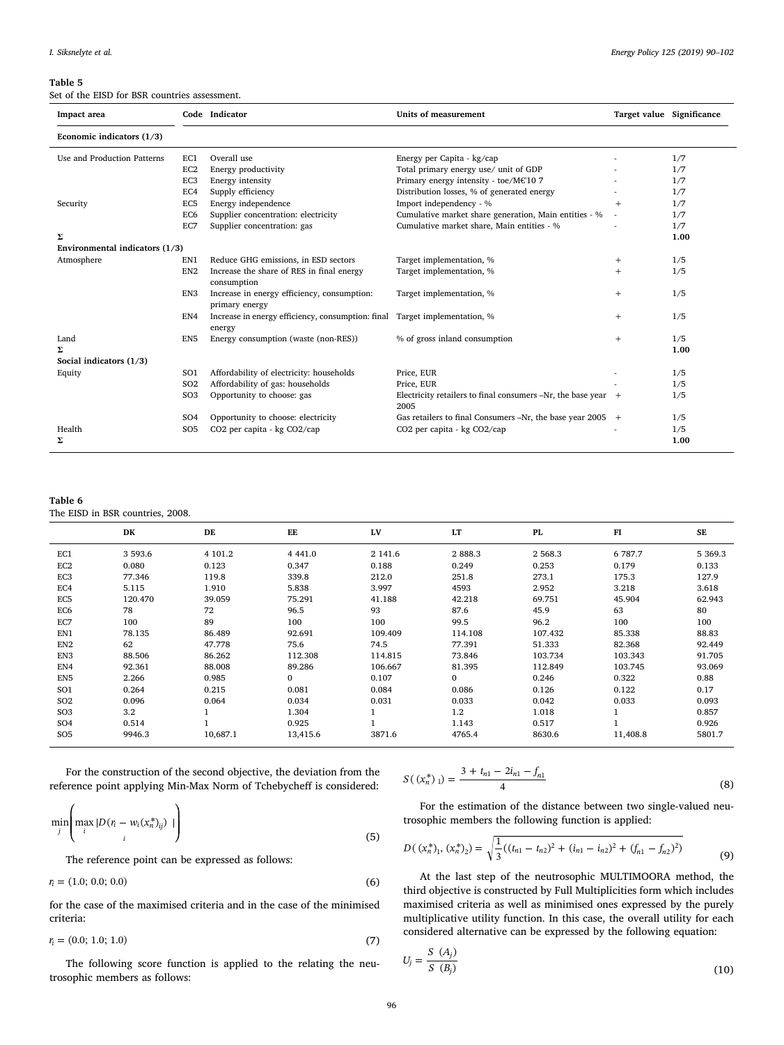**Table 5**
Set of the EISD for BSR countries assessment.

| Impact area | Code | Indicator | Units of measurement | Target value | Significance |
|---|---|---|---|---|---|
| **Economic indicators (1/3)** | | | | | |
| Use and Production Patterns | EC1 | Overall use | Energy per Capita - kg/cap | - | 1/7 |
| | EC2 | Energy productivity | Total primary energy use/ unit of GDP | - | 1/7 |
| | EC3 | Energy intensity | Primary energy intensity - toe/M€'10 7 | - | 1/7 |
| | EC4 | Supply efficiency | Distribution losses, % of generated energy | - | 1/7 |
| Security | EC5 | Energy independence | Import independency - % | + | 1/7 |
| | EC6 | Supplier concentration: electricity | Cumulative market share generation, Main entities - % | - | 1/7 |
| | EC7 | Supplier concentration: gas | Cumulative market share, Main entities - % | - | 1/7 |
| Σ | | | | | **1.00** |
| **Environmental indicators (1/3)** | | | | | |
| Atmosphere | EN1 | Reduce GHG emissions, in ESD sectors | Target implementation, % | + | 1/5 |
| | EN2 | Increase the share of RES in final energy consumption | Target implementation, % | + | 1/5 |
| | EN3 | Increase in energy efficiency, consumption: primary energy | Target implementation, % | + | 1/5 |
| | EN4 | Increase in energy efficiency, consumption: final energy | Target implementation, % | + | 1/5 |
| Land | EN5 | Energy consumption (waste (non-RES)) | % of gross inland consumption | + | 1/5 |
| Σ | | | | | **1.00** |
| **Social indicators (1/3)** | | | | | |
| Equity | SO1 | Affordability of electricity: households | Price, EUR | - | 1/5 |
| | SO2 | Affordability of gas: households | Price, EUR | - | 1/5 |
| | SO3 | Opportunity to choose: gas | Electricity retailers to final consumers –Nr, the base year 2005 | + | 1/5 |
| | SO4 | Opportunity to choose: electricity | Gas retailers to final Consumers –Nr, the base year 2005 | + | 1/5 |
| Health | SO5 | CO2 per capita - kg CO2/cap | CO2 per capita - kg CO2/cap | - | 1/5 |
| Σ | | | | | **1.00** |

**Table 6**
The EISD in BSR countries, 2008.

| | DK | DE | EE | LV | LT | PL | FI | SE |
|---|---|---|---|---|---|---|---|---|
| EC1 | 3 593.6 | 4 101.2 | 4 441.0 | 2 141.6 | 2 888.3 | 2 568.3 | 6 787.7 | 5 369.3 |
| EC2 | 0.080 | 0.123 | 0.347 | 0.188 | 0.249 | 0.253 | 0.179 | 0.133 |
| EC3 | 77.346 | 119.8 | 339.8 | 212.0 | 251.8 | 273.1 | 175.3 | 127.9 |
| EC4 | 5.115 | 1.910 | 5.838 | 3.997 | 4593 | 2.952 | 3.218 | 3.618 |
| EC5 | 120.470 | 39.059 | 75.291 | 41.188 | 42.218 | 69.751 | 45.904 | 62.943 |
| EC6 | 78 | 72 | 96.5 | 93 | 87.6 | 45.9 | 63 | 80 |
| EC7 | 100 | 89 | 100 | 100 | 99.5 | 96.2 | 100 | 100 |
| EN1 | 78.135 | 86.489 | 92.691 | 109.409 | 114.108 | 107.432 | 85.338 | 88.83 |
| EN2 | 62 | 47.778 | 75.6 | 74.5 | 77.391 | 51.333 | 82.368 | 92.449 |
| EN3 | 88.506 | 86.262 | 112.308 | 114.815 | 73.846 | 103.734 | 103.343 | 91.705 |
| EN4 | 92.361 | 88.008 | 89.286 | 106.667 | 81.395 | 112.849 | 103.745 | 93.069 |
| EN5 | 2.266 | 0.985 | 0 | 0.107 | 0 | 0.246 | 0.322 | 0.88 |
| SO1 | 0.264 | 0.215 | 0.081 | 0.084 | 0.086 | 0.126 | 0.122 | 0.17 |
| SO2 | 0.096 | 0.064 | 0.034 | 0.031 | 0.033 | 0.042 | 0.033 | 0.093 |
| SO3 | 3.2 | 1 | 1.304 | 1 | 1.2 | 1.018 | 1 | 0.857 |
| SO4 | 0.514 | 1 | 0.925 | 1 | 1.143 | 0.517 | 1 | 0.926 |
| SO5 | 9946.3 | 10,687.1 | 13,415.6 | 3871.6 | 4765.4 | 8630.6 | 11,408.8 | 5801.7 |

For the construction of the second objective, the deviation from the reference point applying Min-Max Norm of Tchebycheff is considered:

$$\min_j \left( \max_i \left| D(r_i - w_i (x_n^*)_{ij}) \right|_i \right) \tag{5}$$

The reference point can be expressed as follows:

$$r_i = (1.0;\ 0.0;\ 0.0) \tag{6}$$

for the case of the maximised criteria and in the case of the minimised criteria:

$$r_i = (0.0;\ 1.0;\ 1.0) \tag{7}$$

The following score function is applied to the relating the neutrosophic members as follows:

$$S((x_n^*)_1) = \frac{3 + t_{n1} - 2i_{n1} - f_{n1}}{4} \tag{8}$$

For the estimation of the distance between two single-valued neutrosophic members the following function is applied:

$$D((x_n^*)_1, (x_n^*)_2) = \sqrt{\frac{1}{3}((t_{n1} - t_{n2})^2 + (i_{n1} - i_{n2})^2 + (f_{n1} - f_{n2})^2)} \tag{9}$$

At the last step of the neutrosophic MULTIMOORA method, the third objective is constructed by Full Multiplicities form which includes maximised criteria as well as minimised ones expressed by the purely multiplicative utility function. In this case, the overall utility for each considered alternative can be expressed by the following equation:

$$U_j = \frac{S\ (A_j)}{S\ (B_j)} \tag{10}$$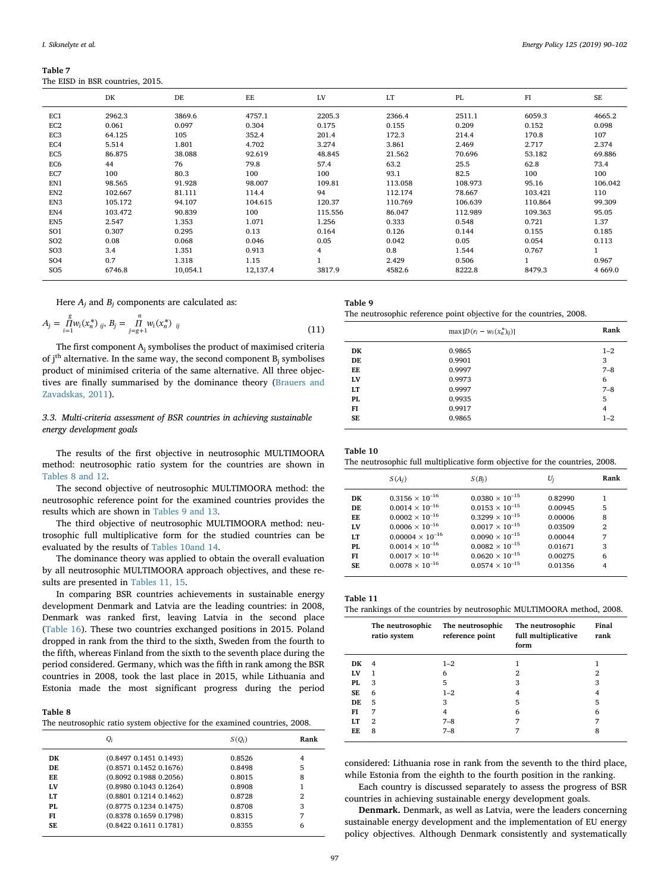**Table 7**
The EISD in BSR countries, 2015.

| | DK | DE | EE | LV | LT | PL | FI | SE |
|---|---|---|---|---|---|---|---|---|
| EC1 | 2962.3 | 3869.6 | 4757.1 | 2205.3 | 2366.4 | 2511.1 | 6059.3 | 4665.2 |
| EC2 | 0.061 | 0.097 | 0.304 | 0.175 | 0.155 | 0.209 | 0.152 | 0.098 |
| EC3 | 64.125 | 105 | 352.4 | 201.4 | 172.3 | 214.4 | 170.8 | 107 |
| EC4 | 5.514 | 1.801 | 4.702 | 3.274 | 3.861 | 2.469 | 2.717 | 2.374 |
| EC5 | 86.875 | 38.088 | 92.619 | 48.845 | 21.562 | 70.696 | 53.182 | 69.886 |
| EC6 | 44 | 76 | 79.8 | 57.4 | 63.2 | 25.5 | 62.8 | 73.4 |
| EC7 | 100 | 80.3 | 100 | 100 | 93.1 | 82.5 | 100 | 100 |
| EN1 | 98.565 | 91.928 | 98.007 | 109.81 | 113.058 | 108.973 | 95.16 | 106.042 |
| EN2 | 102.667 | 81.111 | 114.4 | 94 | 112.174 | 78.667 | 103.421 | 110 |
| EN3 | 105.172 | 94.107 | 104.615 | 120.37 | 110.769 | 106.639 | 110.864 | 99.309 |
| EN4 | 103.472 | 90.839 | 100 | 115.556 | 86.047 | 112.989 | 109.363 | 95.05 |
| EN5 | 2.547 | 1.353 | 1.071 | 1.256 | 0.333 | 0.548 | 0.721 | 1.37 |
| SO1 | 0.307 | 0.295 | 0.13 | 0.164 | 0.126 | 0.144 | 0.155 | 0.185 |
| SO2 | 0.08 | 0.068 | 0.046 | 0.05 | 0.042 | 0.05 | 0.054 | 0.113 |
| SO3 | 3.4 | 1.351 | 0.913 | 4 | 0.8 | 1.544 | 0.767 | 1 |
| SO4 | 0.7 | 1.318 | 1.15 | 1 | 2.429 | 0.506 | 1 | 0.967 |
| SO5 | 6746.8 | 10,054.1 | 12,137.4 | 3817.9 | 4582.6 | 8222.8 | 8479.3 | 4 669.0 |

Here $A_j$ and $B_j$ components are calculated as:

$$A_j = \prod_{i=1}^{g} w_i(x_n^*)_{ij},\; B_j = \prod_{j=g+1}^{n} w_i(x_n^*)_{ij} \tag{11}$$

The first component $A_j$ symbolises the product of maximised criteria of j[th] alternative. In the same way, the second component $B_j$ symbolises product of minimised criteria of the same alternative. All three objectives are finally summarised by the dominance theory (Brauers and Zavadskas, 2011).

### 3.3. Multi-criteria assessment of BSR countries in achieving sustainable energy development goals

The results of the first objective in neutrosophic MULTIMOORA method: neutrosophic ratio system for the countries are shown in Tables 8 and 12.

The second objective of neutrosophic MULTIMOORA method: the neutrosophic reference point for the examined countries provides the results which are shown in Tables 9 and 13.

The third objective of neutrosophic MULTIMOORA method: neutrosophic full multiplicative form for the studied countries can be evaluated by the results of Tables 10and 14.

The dominance theory was applied to obtain the overall evaluation by all neutrosophic MULTIMOORA approach objectives, and these results are presented in Tables 11, 15.

In comparing BSR countries achievements in sustainable energy development Denmark and Latvia are the leading countries: in 2008, Denmark was ranked first, leaving Latvia in the second place (Table 16). These two countries exchanged positions in 2015. Poland dropped in rank from the third to the sixth, Sweden from the fourth to the fifth, whereas Finland from the sixth to the seventh place during the period considered. Germany, which was the fifth in rank among the BSR countries in 2008, took the last place in 2015, while Lithuania and Estonia made the most significant progress during the period considered: Lithuania rose in rank from the seventh to the third place, while Estonia from the eighth to the fourth position in the ranking.

Each country is discussed separately to assess the progress of BSR countries in achieving sustainable energy development goals.

**Denmark.** Denmark, as well as Latvia, were the leaders concerning sustainable energy development and the implementation of EU energy policy objectives. Although Denmark consistently and systematically

**Table 8**
The neutrosophic ratio system objective for the examined countries, 2008.

| | $Q_i$ | $S(Q_i)$ | Rank |
|---|---|---|---|
| **DK** | (0.8497 0.1451 0.1493) | 0.8526 | 4 |
| **DE** | (0.8571 0.1452 0.1676) | 0.8498 | 5 |
| **EE** | (0.8092 0.1988 0.2056) | 0.8015 | 8 |
| **LV** | (0.8980 0.1043 0.1264) | 0.8908 | 1 |
| **LT** | (0.8801 0.1214 0.1462) | 0.8728 | 2 |
| **PL** | (0.8775 0.1234 0.1475) | 0.8708 | 3 |
| **FI** | (0.8378 0.1659 0.1798) | 0.8315 | 7 |
| **SE** | (0.8422 0.1611 0.1781) | 0.8355 | 6 |

**Table 9**
The neutrosophic reference point objective for the countries, 2008.

| | $\max \lvert D(r_i - w_i(x_n^*)_{ij})\rvert$ | Rank |
|---|---|---|
| **DK** | 0.9865 | 1–2 |
| **DE** | 0.9901 | 3 |
| **EE** | 0.9997 | 7–8 |
| **LV** | 0.9973 | 6 |
| **LT** | 0.9997 | 7–8 |
| **PL** | 0.9935 | 5 |
| **FI** | 0.9917 | 4 |
| **SE** | 0.9865 | 1–2 |

**Table 10**
The neutrosophic full multiplicative form objective for the countries, 2008.

| | $S(A_j)$ | $S(B_j)$ | $U_j$ | Rank |
|---|---|---|---|---|
| **DK** | $0.3156 \times 10^{-16}$ | $0.0380 \times 10^{-15}$ | 0.82990 | 1 |
| **DE** | $0.0014 \times 10^{-16}$ | $0.0153 \times 10^{-15}$ | 0.00945 | 5 |
| **EE** | $0.0002 \times 10^{-16}$ | $0.3299 \times 10^{-15}$ | 0.00006 | 8 |
| **LV** | $0.0006 \times 10^{-16}$ | $0.0017 \times 10^{-15}$ | 0.03509 | 2 |
| **LT** | $0.00004 \times 10^{-16}$ | $0.0090 \times 10^{-15}$ | 0.00044 | 7 |
| **PL** | $0.0014 \times 10^{-16}$ | $0.0082 \times 10^{-15}$ | 0.01671 | 3 |
| **FI** | $0.0017 \times 10^{-16}$ | $0.0620 \times 10^{-15}$ | 0.00275 | 6 |
| **SE** | $0.0078 \times 10^{-16}$ | $0.0574 \times 10^{-15}$ | 0.01356 | 4 |

**Table 11**
The rankings of the countries by neutrosophic MULTIMOORA method, 2008.

| | The neutrosophic ratio system | The neutrosophic reference point | The neutrosophic full multiplicative form | Final rank |
|---|---|---|---|---|
| **DK** | 4 | 1–2 | 1 | 1 |
| **LV** | 1 | 6 | 2 | 2 |
| **PL** | 3 | 5 | 3 | 3 |
| **SE** | 6 | 1–2 | 4 | 4 |
| **DE** | 5 | 3 | 5 | 5 |
| **FI** | 7 | 4 | 6 | 6 |
| **LT** | 2 | 7–8 | 7 | 7 |
| **EE** | 8 | 7–8 | 7 | 8 |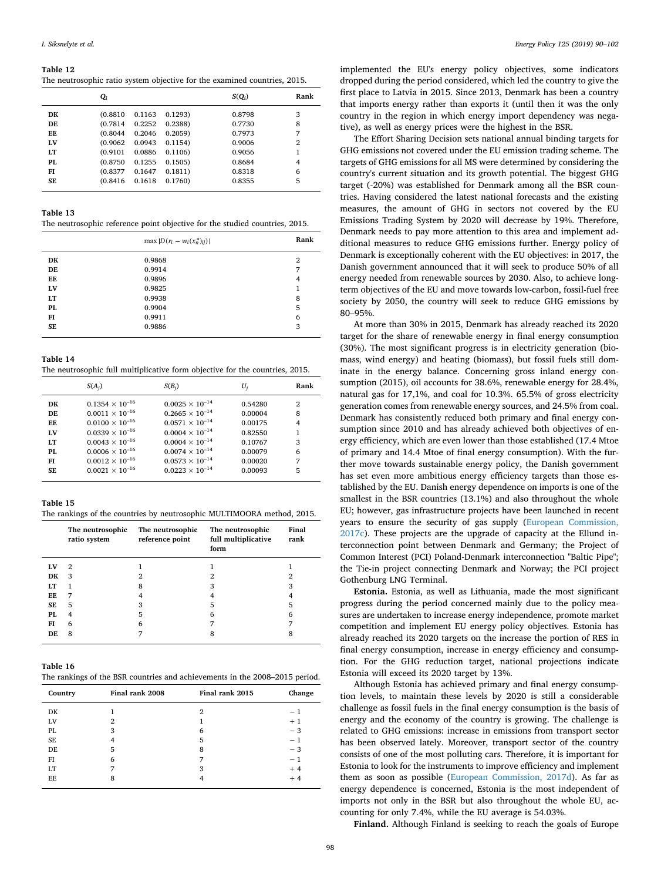**Table 12**
The neutrosophic ratio system objective for the examined countries, 2015.

| | $Q_i$ | | | $S(Q_i)$ | Rank |
|---|---|---|---|---|---|
| **DK** | (0.8810 | 0.1163 | 0.1293) | 0.8798 | 3 |
| **DE** | (0.7814 | 0.2252 | 0.2388) | 0.7730 | 8 |
| **EE** | (0.8044 | 0.2046 | 0.2059) | 0.7973 | 7 |
| **LV** | (0.9062 | 0.0943 | 0.1154) | 0.9006 | 2 |
| **LT** | (0.9101 | 0.0886 | 0.1106) | 0.9056 | 1 |
| **PL** | (0.8750 | 0.1255 | 0.1505) | 0.8684 | 4 |
| **FI** | (0.8377 | 0.1647 | 0.1811) | 0.8318 | 6 |
| **SE** | (0.8416 | 0.1618 | 0.1760) | 0.8355 | 5 |

**Table 13**
The neutrosophic reference point objective for the studied countries, 2015.

| | $\max \lvert D(r_i - w_i(x_n^*)_{ij})\rvert$ | Rank |
|---|---|---|
| **DK** | 0.9868 | 2 |
| **DE** | 0.9914 | 7 |
| **EE** | 0.9896 | 4 |
| **LV** | 0.9825 | 1 |
| **LT** | 0.9938 | 8 |
| **PL** | 0.9904 | 5 |
| **FI** | 0.9911 | 6 |
| **SE** | 0.9886 | 3 |

**Table 14**
The neutrosophic full multiplicative form objective for the countries, 2015.

| | $S(A_j)$ | $S(B_j)$ | $U_j$ | Rank |
|---|---|---|---|---|
| **DK** | $0.1354 \times 10^{-16}$ | $0.0025 \times 10^{-14}$ | 0.54280 | 2 |
| **DE** | $0.0011 \times 10^{-16}$ | $0.2665 \times 10^{-14}$ | 0.00004 | 8 |
| **EE** | $0.0100 \times 10^{-16}$ | $0.0571 \times 10^{-14}$ | 0.00175 | 4 |
| **LV** | $0.0339 \times 10^{-16}$ | $0.0004 \times 10^{-14}$ | 0.82550 | 1 |
| **LT** | $0.0043 \times 10^{-16}$ | $0.0004 \times 10^{-14}$ | 0.10767 | 3 |
| **PL** | $0.0006 \times 10^{-16}$ | $0.0074 \times 10^{-14}$ | 0.00079 | 6 |
| **FI** | $0.0012 \times 10^{-16}$ | $0.0573 \times 10^{-14}$ | 0.00020 | 7 |
| **SE** | $0.0021 \times 10^{-16}$ | $0.0223 \times 10^{-14}$ | 0.00093 | 5 |

**Table 15**
The rankings of the countries by neutrosophic MULTIMOORA method, 2015.

| | The neutrosophic ratio system | The neutrosophic reference point | The neutrosophic full multiplicative form | Final rank |
|---|---|---|---|---|
| **LV** | 2 | 1 | 1 | 1 |
| **DK** | 3 | 2 | 2 | 2 |
| **LT** | 1 | 8 | 3 | 3 |
| **EE** | 7 | 4 | 4 | 4 |
| **SE** | 5 | 3 | 5 | 5 |
| **PL** | 4 | 5 | 6 | 6 |
| **FI** | 6 | 6 | 7 | 7 |
| **DE** | 8 | 7 | 8 | 8 |

**Table 16**
The rankings of the BSR countries and achievements in the 2008–2015 period.

| Country | Final rank 2008 | Final rank 2015 | Change |
|---|---|---|---|
| DK | 1 | 2 | − 1 |
| LV | 2 | 1 | + 1 |
| PL | 3 | 6 | − 3 |
| SE | 4 | 5 | − 1 |
| DE | 5 | 8 | − 3 |
| FI | 6 | 7 | − 1 |
| LT | 7 | 3 | + 4 |
| EE | 8 | 4 | + 4 |

implemented the EU's energy policy objectives, some indicators dropped during the period considered, which led the country to give the first place to Latvia in 2015. Since 2013, Denmark has been a country that imports energy rather than exports it (until then it was the only country in the region in which energy import dependency was negative), as well as energy prices were the highest in the BSR.

The Effort Sharing Decision sets national annual binding targets for GHG emissions not covered under the EU emission trading scheme. The targets of GHG emissions for all MS were determined by considering the country's current situation and its growth potential. The biggest GHG target (-20%) was established for Denmark among all the BSR countries. Having considered the latest national forecasts and the existing measures, the amount of GHG in sectors not covered by the EU Emissions Trading System by 2020 will decrease by 19%. Therefore, Denmark needs to pay more attention to this area and implement additional measures to reduce GHG emissions further. Energy policy of Denmark is exceptionally coherent with the EU objectives: in 2017, the Danish government announced that it will seek to produce 50% of all energy needed from renewable sources by 2030. Also, to achieve long-term objectives of the EU and move towards low-carbon, fossil-fuel free society by 2050, the country will seek to reduce GHG emissions by 80–95%.

At more than 30% in 2015, Denmark has already reached its 2020 target for the share of renewable energy in final energy consumption (30%). The most significant progress is in electricity generation (biomass, wind energy) and heating (biomass), but fossil fuels still dominate in the energy balance. Concerning gross inland energy consumption (2015), oil accounts for 38.6%, renewable energy for 28.4%, natural gas for 17,1%, and coal for 10.3%. 65.5% of gross electricity generation comes from renewable energy sources, and 24.5% from coal. Denmark has consistently reduced both primary and final energy consumption since 2010 and has already achieved both objectives of energy efficiency, which are even lower than those established (17.4 Mtoe of primary and 14.4 Mtoe of final energy consumption). With the further move towards sustainable energy policy, the Danish government has set even more ambitious energy efficiency targets than those established by the EU. Danish energy dependence on imports is one of the smallest in the BSR countries (13.1%) and also throughout the whole EU; however, gas infrastructure projects have been launched in recent years to ensure the security of gas supply (European Commission, 2017c). These projects are the upgrade of capacity at the Ellund interconnection point between Denmark and Germany; the Project of Common Interest (PCI) Poland-Denmark interconnection "Baltic Pipe"; the Tie-in project connecting Denmark and Norway; the PCI project Gothenburg LNG Terminal.

**Estonia.** Estonia, as well as Lithuania, made the most significant progress during the period concerned mainly due to the policy measures are undertaken to increase energy independence, promote market competition and implement EU energy policy objectives. Estonia has already reached its 2020 targets on the increase the portion of RES in final energy consumption, increase in energy efficiency and consumption. For the GHG reduction target, national projections indicate Estonia will exceed its 2020 target by 13%.

Although Estonia has achieved primary and final energy consumption levels, to maintain these levels by 2020 is still a considerable challenge as fossil fuels in the final energy consumption is the basis of energy and the economy of the country is growing. The challenge is related to GHG emissions: increase in emissions from transport sector has been observed lately. Moreover, transport sector of the country consists of one of the most polluting cars. Therefore, it is important for Estonia to look for the instruments to improve efficiency and implement them as soon as possible (European Commission, 2017d). As far as energy dependence is concerned, Estonia is the most independent of imports not only in the BSR but also throughout the whole EU, accounting for only 7.4%, while the EU average is 54.03%.

**Finland.** Although Finland is seeking to reach the goals of Europe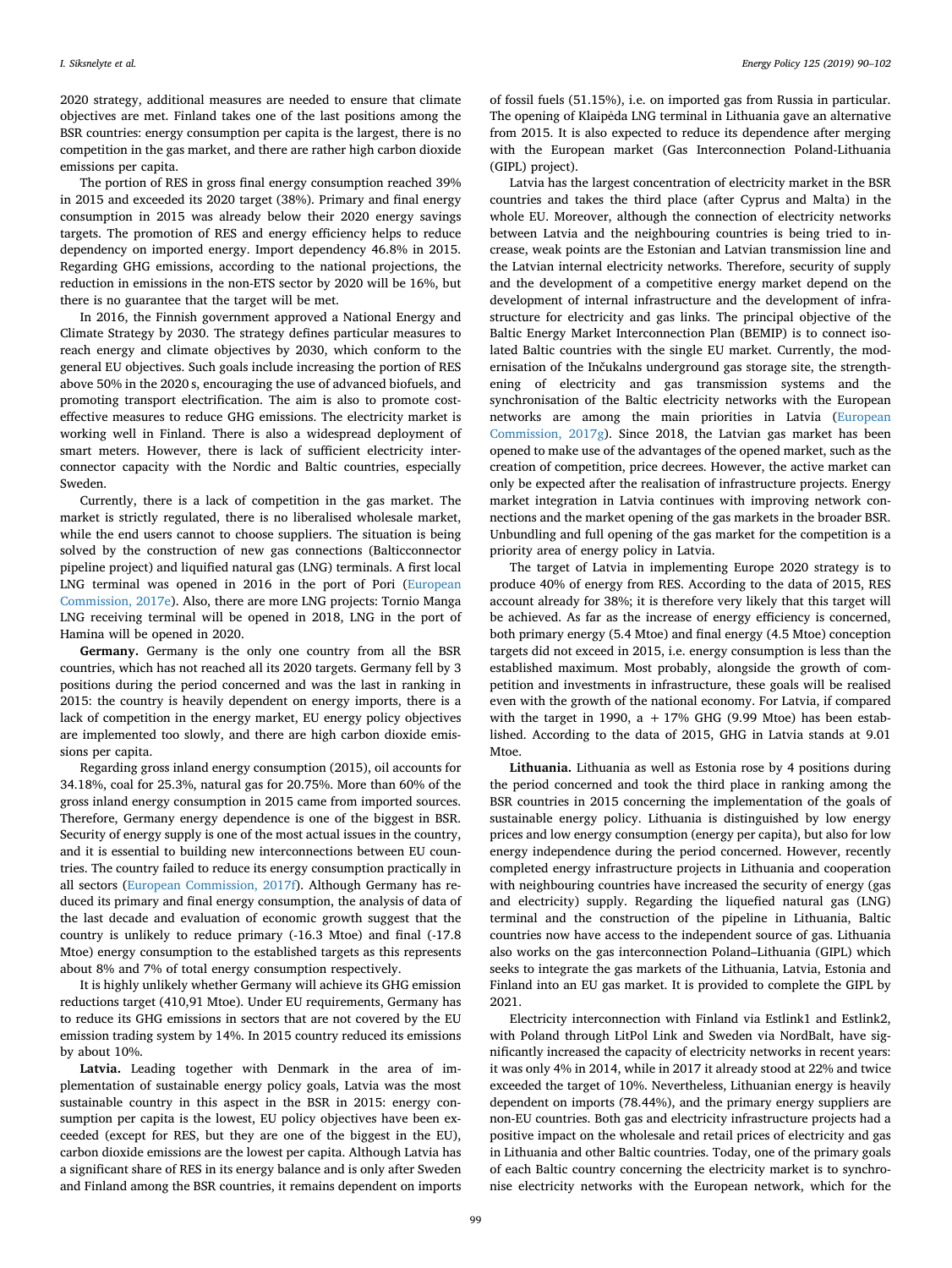2020 strategy, additional measures are needed to ensure that climate objectives are met. Finland takes one of the last positions among the BSR countries: energy consumption per capita is the largest, there is no competition in the gas market, and there are rather high carbon dioxide emissions per capita.

The portion of RES in gross final energy consumption reached 39% in 2015 and exceeded its 2020 target (38%). Primary and final energy consumption in 2015 was already below their 2020 energy savings targets. The promotion of RES and energy efficiency helps to reduce dependency on imported energy. Import dependency 46.8% in 2015. Regarding GHG emissions, according to the national projections, the reduction in emissions in the non-ETS sector by 2020 will be 16%, but there is no guarantee that the target will be met.

In 2016, the Finnish government approved a National Energy and Climate Strategy by 2030. The strategy defines particular measures to reach energy and climate objectives by 2030, which conform to the general EU objectives. Such goals include increasing the portion of RES above 50% in the 2020 s, encouraging the use of advanced biofuels, and promoting transport electrification. The aim is also to promote cost-effective measures to reduce GHG emissions. The electricity market is working well in Finland. There is also a widespread deployment of smart meters. However, there is lack of sufficient electricity interconnector capacity with the Nordic and Baltic countries, especially Sweden.

Currently, there is a lack of competition in the gas market. The market is strictly regulated, there is no liberalised wholesale market, while the end users cannot to choose suppliers. The situation is being solved by the construction of new gas connections (Balticconnector pipeline project) and liquified natural gas (LNG) terminals. A first local LNG terminal was opened in 2016 in the port of Pori (European Commission, 2017e). Also, there are more LNG projects: Tornio Manga LNG receiving terminal will be opened in 2018, LNG in the port of Hamina will be opened in 2020.

**Germany.** Germany is the only one country from all the BSR countries, which has not reached all its 2020 targets. Germany fell by 3 positions during the period concerned and was the last in ranking in 2015: the country is heavily dependent on energy imports, there is a lack of competition in the energy market, EU energy policy objectives are implemented too slowly, and there are high carbon dioxide emissions per capita.

Regarding gross inland energy consumption (2015), oil accounts for 34.18%, coal for 25.3%, natural gas for 20.75%. More than 60% of the gross inland energy consumption in 2015 came from imported sources. Therefore, Germany energy dependence is one of the biggest in BSR. Security of energy supply is one of the most actual issues in the country, and it is essential to building new interconnections between EU countries. The country failed to reduce its energy consumption practically in all sectors (European Commission, 2017f). Although Germany has reduced its primary and final energy consumption, the analysis of data of the last decade and evaluation of economic growth suggest that the country is unlikely to reduce primary (-16.3 Mtoe) and final (-17.8 Mtoe) energy consumption to the established targets as this represents about 8% and 7% of total energy consumption respectively.

It is highly unlikely whether Germany will achieve its GHG emission reductions target (410,91 Mtoe). Under EU requirements, Germany has to reduce its GHG emissions in sectors that are not covered by the EU emission trading system by 14%. In 2015 country reduced its emissions by about 10%.

**Latvia.** Leading together with Denmark in the area of implementation of sustainable energy policy goals, Latvia was the most sustainable country in this aspect in the BSR in 2015: energy consumption per capita is the lowest, EU policy objectives have been exceeded (except for RES, but they are one of the biggest in the EU), carbon dioxide emissions are the lowest per capita. Although Latvia has a significant share of RES in its energy balance and is only after Sweden and Finland among the BSR countries, it remains dependent on imports of fossil fuels (51.15%), i.e. on imported gas from Russia in particular. The opening of Klaipėda LNG terminal in Lithuania gave an alternative from 2015. It is also expected to reduce its dependence after merging with the European market (Gas Interconnection Poland-Lithuania (GIPL) project).

Latvia has the largest concentration of electricity market in the BSR countries and takes the third place (after Cyprus and Malta) in the whole EU. Moreover, although the connection of electricity networks between Latvia and the neighbouring countries is being tried to increase, weak points are the Estonian and Latvian transmission line and the Latvian internal electricity networks. Therefore, security of supply and the development of a competitive energy market depend on the development of internal infrastructure and the development of infrastructure for electricity and gas links. The principal objective of the Baltic Energy Market Interconnection Plan (BEMIP) is to connect isolated Baltic countries with the single EU market. Currently, the modernisation of the Inčukalns underground gas storage site, the strengthening of electricity and gas transmission systems and the synchronisation of the Baltic electricity networks with the European networks are among the main priorities in Latvia (European Commission, 2017g). Since 2018, the Latvian gas market has been opened to make use of the advantages of the opened market, such as the creation of competition, price decrees. However, the active market can only be expected after the realisation of infrastructure projects. Energy market integration in Latvia continues with improving network connections and the market opening of the gas markets in the broader BSR. Unbundling and full opening of the gas market for the competition is a priority area of energy policy in Latvia.

The target of Latvia in implementing Europe 2020 strategy is to produce 40% of energy from RES. According to the data of 2015, RES account already for 38%; it is therefore very likely that this target will be achieved. As far as the increase of energy efficiency is concerned, both primary energy (5.4 Mtoe) and final energy (4.5 Mtoe) conception targets did not exceed in 2015, i.e. energy consumption is less than the established maximum. Most probably, alongside the growth of competition and investments in infrastructure, these goals will be realised even with the growth of the national economy. For Latvia, if compared with the target in 1990, a + 17% GHG (9.99 Mtoe) has been established. According to the data of 2015, GHG in Latvia stands at 9.01 Mtoe.

**Lithuania.** Lithuania as well as Estonia rose by 4 positions during the period concerned and took the third place in ranking among the BSR countries in 2015 concerning the implementation of the goals of sustainable energy policy. Lithuania is distinguished by low energy prices and low energy consumption (energy per capita), but also for low energy independence during the period concerned. However, recently completed energy infrastructure projects in Lithuania and cooperation with neighbouring countries have increased the security of energy (gas and electricity) supply. Regarding the liquefied natural gas (LNG) terminal and the construction of the pipeline in Lithuania, Baltic countries now have access to the independent source of gas. Lithuania also works on the gas interconnection Poland–Lithuania (GIPL) which seeks to integrate the gas markets of the Lithuania, Latvia, Estonia and Finland into an EU gas market. It is provided to complete the GIPL by 2021.

Electricity interconnection with Finland via Estlink1 and Estlink2, with Poland through LitPol Link and Sweden via NordBalt, have significantly increased the capacity of electricity networks in recent years: it was only 4% in 2014, while in 2017 it already stood at 22% and twice exceeded the target of 10%. Nevertheless, Lithuanian energy is heavily dependent on imports (78.44%), and the primary energy suppliers are non-EU countries. Both gas and electricity infrastructure projects had a positive impact on the wholesale and retail prices of electricity and gas in Lithuania and other Baltic countries. Today, one of the primary goals of each Baltic country concerning the electricity market is to synchronise electricity networks with the European network, which for the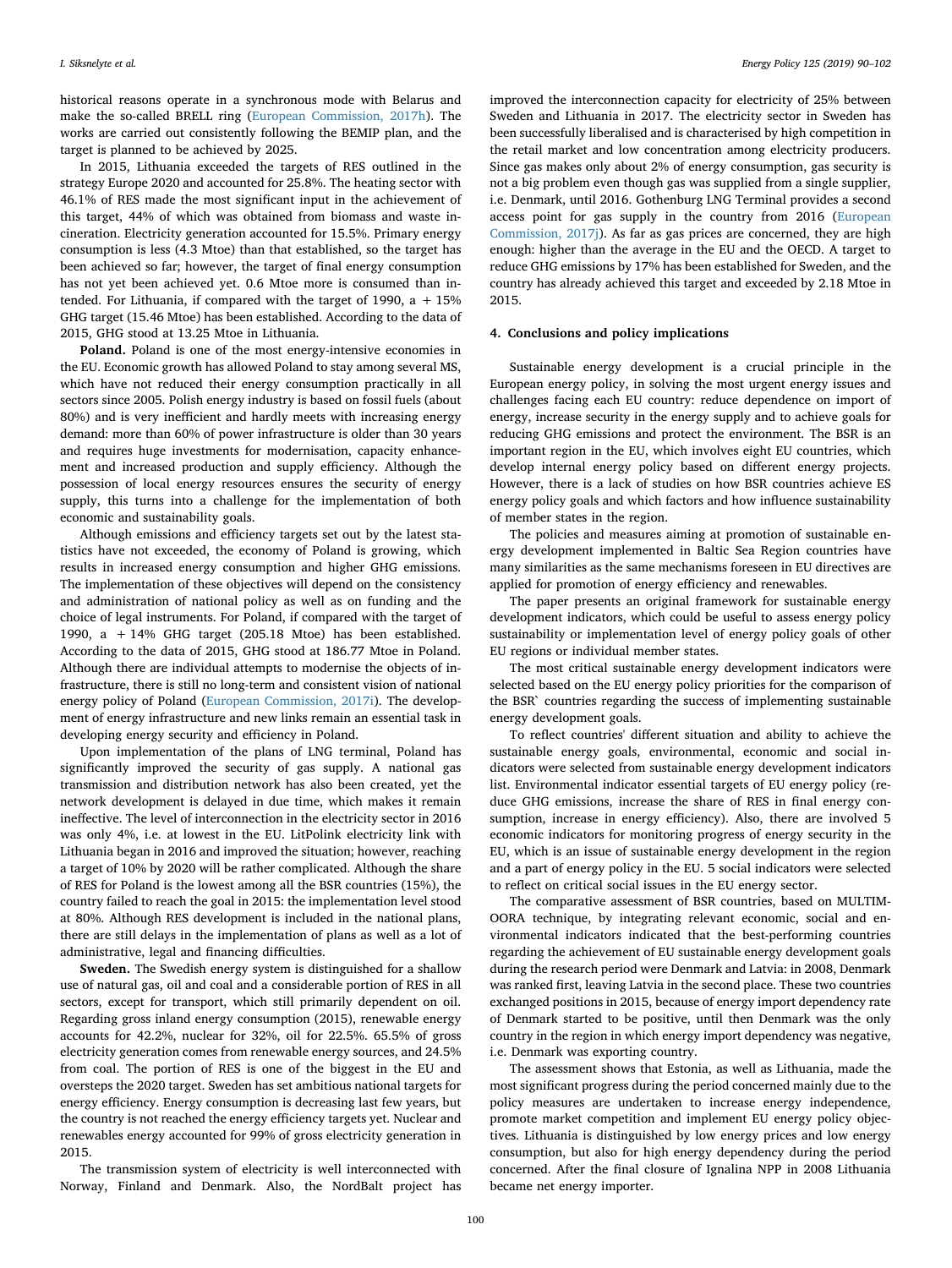historical reasons operate in a synchronous mode with Belarus and make the so-called BRELL ring (European Commission, 2017h). The works are carried out consistently following the BEMIP plan, and the target is planned to be achieved by 2025.

In 2015, Lithuania exceeded the targets of RES outlined in the strategy Europe 2020 and accounted for 25.8%. The heating sector with 46.1% of RES made the most significant input in the achievement of this target, 44% of which was obtained from biomass and waste incineration. Electricity generation accounted for 15.5%. Primary energy consumption is less (4.3 Mtoe) than that established, so the target has been achieved so far; however, the target of final energy consumption has not yet been achieved yet. 0.6 Mtoe more is consumed than intended. For Lithuania, if compared with the target of 1990, a + 15% GHG target (15.46 Mtoe) has been established. According to the data of 2015, GHG stood at 13.25 Mtoe in Lithuania.

**Poland.** Poland is one of the most energy-intensive economies in the EU. Economic growth has allowed Poland to stay among several MS, which have not reduced their energy consumption practically in all sectors since 2005. Polish energy industry is based on fossil fuels (about 80%) and is very inefficient and hardly meets with increasing energy demand: more than 60% of power infrastructure is older than 30 years and requires huge investments for modernisation, capacity enhancement and increased production and supply efficiency. Although the possession of local energy resources ensures the security of energy supply, this turns into a challenge for the implementation of both economic and sustainability goals.

Although emissions and efficiency targets set out by the latest statistics have not exceeded, the economy of Poland is growing, which results in increased energy consumption and higher GHG emissions. The implementation of these objectives will depend on the consistency and administration of national policy as well as on funding and the choice of legal instruments. For Poland, if compared with the target of 1990, a + 14% GHG target (205.18 Mtoe) has been established. According to the data of 2015, GHG stood at 186.77 Mtoe in Poland. Although there are individual attempts to modernise the objects of infrastructure, there is still no long-term and consistent vision of national energy policy of Poland (European Commission, 2017i). The development of energy infrastructure and new links remain an essential task in developing energy security and efficiency in Poland.

Upon implementation of the plans of LNG terminal, Poland has significantly improved the security of gas supply. A national gas transmission and distribution network has also been created, yet the network development is delayed in due time, which makes it remain ineffective. The level of interconnection in the electricity sector in 2016 was only 4%, i.e. at lowest in the EU. LitPolink electricity link with Lithuania began in 2016 and improved the situation; however, reaching a target of 10% by 2020 will be rather complicated. Although the share of RES for Poland is the lowest among all the BSR countries (15%), the country failed to reach the goal in 2015: the implementation level stood at 80%. Although RES development is included in the national plans, there are still delays in the implementation of plans as well as a lot of administrative, legal and financing difficulties.

**Sweden.** The Swedish energy system is distinguished for a shallow use of natural gas, oil and coal and a considerable portion of RES in all sectors, except for transport, which still primarily dependent on oil. Regarding gross inland energy consumption (2015), renewable energy accounts for 42.2%, nuclear for 32%, oil for 22.5%. 65.5% of gross electricity generation comes from renewable energy sources, and 24.5% from coal. The portion of RES is one of the biggest in the EU and oversteps the 2020 target. Sweden has set ambitious national targets for energy efficiency. Energy consumption is decreasing last few years, but the country is not reached the energy efficiency targets yet. Nuclear and renewables energy accounted for 99% of gross electricity generation in 2015.

The transmission system of electricity is well interconnected with Norway, Finland and Denmark. Also, the NordBalt project has improved the interconnection capacity for electricity of 25% between Sweden and Lithuania in 2017. The electricity sector in Sweden has been successfully liberalised and is characterised by high competition in the retail market and low concentration among electricity producers. Since gas makes only about 2% of energy consumption, gas security is not a big problem even though gas was supplied from a single supplier, i.e. Denmark, until 2016. Gothenburg LNG Terminal provides a second access point for gas supply in the country from 2016 (European Commission, 2017j). As far as gas prices are concerned, they are high enough: higher than the average in the EU and the OECD. A target to reduce GHG emissions by 17% has been established for Sweden, and the country has already achieved this target and exceeded by 2.18 Mtoe in 2015.

## 4. Conclusions and policy implications

Sustainable energy development is a crucial principle in the European energy policy, in solving the most urgent energy issues and challenges facing each EU country: reduce dependence on import of energy, increase security in the energy supply and to achieve goals for reducing GHG emissions and protect the environment. The BSR is an important region in the EU, which involves eight EU countries, which develop internal energy policy based on different energy projects. However, there is a lack of studies on how BSR countries achieve ES energy policy goals and which factors and how influence sustainability of member states in the region.

The policies and measures aiming at promotion of sustainable energy development implemented in Baltic Sea Region countries have many similarities as the same mechanisms foreseen in EU directives are applied for promotion of energy efficiency and renewables.

The paper presents an original framework for sustainable energy development indicators, which could be useful to assess energy policy sustainability or implementation level of energy policy goals of other EU regions or individual member states.

The most critical sustainable energy development indicators were selected based on the EU energy policy priorities for the comparison of the BSR` countries regarding the success of implementing sustainable energy development goals.

To reflect countries' different situation and ability to achieve the sustainable energy goals, environmental, economic and social indicators were selected from sustainable energy development indicators list. Environmental indicator essential targets of EU energy policy (reduce GHG emissions, increase the share of RES in final energy consumption, increase in energy efficiency). Also, there are involved 5 economic indicators for monitoring progress of energy security in the EU, which is an issue of sustainable energy development in the region and a part of energy policy in the EU. 5 social indicators were selected to reflect on critical social issues in the EU energy sector.

The comparative assessment of BSR countries, based on MULTIMOORA technique, by integrating relevant economic, social and environmental indicators indicated that the best-performing countries regarding the achievement of EU sustainable energy development goals during the research period were Denmark and Latvia: in 2008, Denmark was ranked first, leaving Latvia in the second place. These two countries exchanged positions in 2015, because of energy import dependency rate of Denmark started to be positive, until then Denmark was the only country in the region in which energy import dependency was negative, i.e. Denmark was exporting country.

The assessment shows that Estonia, as well as Lithuania, made the most significant progress during the period concerned mainly due to the policy measures are undertaken to increase energy independence, promote market competition and implement EU energy policy objectives. Lithuania is distinguished by low energy prices and low energy consumption, but also for high energy dependency during the period concerned. After the final closure of Ignalina NPP in 2008 Lithuania became net energy importer.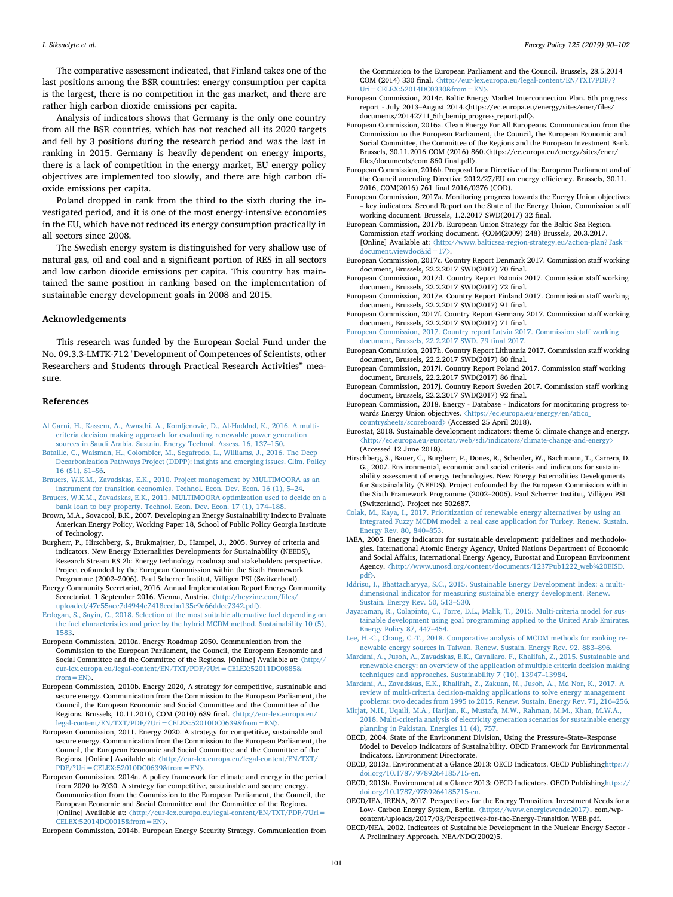The comparative assessment indicated, that Finland takes one of the last positions among the BSR countries: energy consumption per capita is the largest, there is no competition in the gas market, and there are rather high carbon dioxide emissions per capita.

Analysis of indicators shows that Germany is the only one country from all the BSR countries, which has not reached all its 2020 targets and fell by 3 positions during the research period and was the last in ranking in 2015. Germany is heavily dependent on energy imports, there is a lack of competition in the energy market, EU energy policy objectives are implemented too slowly, and there are high carbon dioxide emissions per capita.

Poland dropped in rank from the third to the sixth during the investigated period, and it is one of the most energy-intensive economies in the EU, which have not reduced its energy consumption practically in all sectors since 2008.

The Swedish energy system is distinguished for very shallow use of natural gas, oil and coal and a significant portion of RES in all sectors and low carbon dioxide emissions per capita. This country has maintained the same position in ranking based on the implementation of sustainable energy development goals in 2008 and 2015.

## Acknowledgements

This research was funded by the European Social Fund under the No. 09.3.3-LMTK-712 "Development of Competences of Scientists, other Researchers and Students through Practical Research Activities" measure.

## References

Al Garni, H., Kassem, A., Awasthi, A., Komljenovic, D., Al-Haddad, K., 2016. A multicriteria decision making approach for evaluating renewable power generation sources in Saudi Arabia. Sustain. Energy Technol. Assess. 16, 137–150.

Bataille, C., Waisman, H., Colombier, M., Segafredo, L., Williams, J., 2016. The Deep Decarbonization Pathways Project (DDPP): insights and emerging issues. Clim. Policy 16 (S1), S1–S6.

Brauers, W.K.M., Zavadskas, E.K., 2010. Project management by MULTIMOORA as an instrument for transition economies. Technol. Econ. Dev. Econ. 16 (1), 5–24.

Brauers, W.K.M., Zavadskas, E.K., 2011. MULTIMOORA optimization used to decide on a bank loan to buy property. Technol. Econ. Dev. Econ. 17 (1), 174–188.

Brown, M.A., Sovacool, B.K., 2007. Developing an Energy Sustainability Index to Evaluate American Energy Policy, Working Paper 18, School of Public Policy Georgia Institute of Technology.

Burgherr, P., Hirschberg, S., Brukmajster, D., Hampel, J., 2005. Survey of criteria and indicators. New Energy Externalities Developments for Sustainability (NEEDS), Research Stream RS 2b: Energy technology roadmap and stakeholders perspective. Project cofounded by the European Commission within the Sixth Framework Programme (2002–2006). Paul Scherrer Institut, Villigen PSI (Switzerland).

Energy Community Secretariat, 2016. Annual Implementation Report Energy Community Secretariat. 1 September 2016. Vienna, Austria. ⟨http://heyzine.com/files/uploaded/47e55aee7d4944e7418cecba135e9e66ddcc7342.pdf⟩.

Erdogan, S., Sayin, C., 2018. Selection of the most suitable alternative fuel depending on the fuel characteristics and price by the hybrid MCDM method. Sustainability 10 (5), 1583.

European Commission, 2010a. Energy Roadmap 2050. Communication from the Commission to the European Parliament, the Council, the European Economic and Social Committee and the Committee of the Regions. [Online] Available at: ⟨http://eur-lex.europa.eu/legal-content/EN/TXT/PDF/?Uri=CELEX:52011DC0885&from=EN⟩.

European Commission, 2010b. Energy 2020, A strategy for competitive, sustainable and secure energy. Communication from the Commission to the European Parliament, the Council, the European Economic and Social Committee and the Committee of the Regions. Brussels, 10.11.2010, COM (2010) 639 final. ⟨http://eur-lex.europa.eu/legal-content/EN/TXT/PDF/?Uri=CELEX:52010DC0639&from=EN⟩.

European Commission, 2011. Energy 2020. A strategy for competitive, sustainable and secure energy. Communication from the Commission to the European Parliament, the Council, the European Economic and Social Committee and the Committee of the Regions. [Online] Available at: ⟨http://eur-lex.europa.eu/legal-content/EN/TXT/PDF/?Uri=CELEX:52010DC0639&from=EN⟩.

European Commission, 2014a. A policy framework for climate and energy in the period from 2020 to 2030. A strategy for competitive, sustainable and secure energy. Communication from the Commission to the European Parliament, the Council, the European Economic and Social Committee and the Committee of the Regions. [Online] Available at: ⟨http://eur-lex.europa.eu/legal-content/EN/TXT/PDF/?Uri=CELEX:52014DC0015&from=EN⟩.

European Commission, 2014b. European Energy Security Strategy. Communication from the Commission to the European Parliament and the Council. Brussels, 28.5.2014 COM (2014) 330 final. ⟨http://eur-lex.europa.eu/legal-content/EN/TXT/PDF/?Uri=CELEX:52014DC0330&from=EN⟩.

European Commission, 2014c. Baltic Energy Market Interconnection Plan. 6th progress report - July 2013–August 2014.⟨https://ec.europa.eu/energy/sites/ener/files/documents/20142711_6th_bemip_progress_report.pdf⟩.

European Commission, 2016a. Clean Energy For All Europeans. Communication from the Commission to the European Parliament, the Council, the European Economic and Social Committee, the Committee of the Regions and the European Investment Bank. Brussels, 30.11.2016 COM (2016) 860.⟨https://ec.europa.eu/energy/sites/ener/files/documents/com_860_final.pdf⟩.

European Commission, 2016b. Proposal for a Directive of the European Parliament and of the Council amending Directive 2012/27/EU on energy efficiency. Brussels, 30.11. 2016, COM(2016) 761 final 2016/0376 (COD).

European Commission, 2017a. Monitoring progress towards the Energy Union objectives – key indicators. Second Report on the State of the Energy Union, Commission staff working document. Brussels, 1.2.2017 SWD(2017) 32 final.

European Commission, 2017b. European Union Strategy for the Baltic Sea Region. Commission staff working document. {COM(2009) 248} Brussels, 20.3.2017. [Online] Available at: ⟨http://www.balticsea-region-strategy.eu/action-plan?Task=document.viewdoc&id=17⟩.

European Commission, 2017c. Country Report Denmark 2017. Commission staff working document, Brussels, 22.2.2017 SWD(2017) 70 final.

European Commission, 2017d. Country Report Estonia 2017. Commission staff working document, Brussels, 22.2.2017 SWD(2017) 72 final.

European Commission, 2017e. Country Report Finland 2017. Commission staff working document, Brussels, 22.2.2017 SWD(2017) 91 final.

European Commission, 2017f. Country Report Germany 2017. Commission staff working document, Brussels, 22.2.2017 SWD(2017) 71 final.

European Commission, 2017. Country report Latvia 2017. Commission staff working document, Brussels, 22.2.2017 SWD. 79 final 2017.

European Commission, 2017h. Country Report Lithuania 2017. Commission staff working document, Brussels, 22.2.2017 SWD(2017) 80 final.

European Commission, 2017i. Country Report Poland 2017. Commission staff working document, Brussels, 22.2.2017 SWD(2017) 86 final.

European Commission, 2017j. Country Report Sweden 2017. Commission staff working document, Brussels, 22.2.2017 SWD(2017) 92 final.

European Commission, 2018. Energy - Database - Indicators for monitoring progress towards Energy Union objectives. ⟨https://ec.europa.eu/energy/en/atico_countrysheets/scoreboard⟩ (Accessed 25 April 2018).

Eurostat, 2018. Sustainable development indicators: theme 6: climate change and energy. ⟨http://ec.europa.eu/eurostat/web/sdi/indicators/climate-change-and-energy⟩ (Accessed 12 June 2018).

Hirschberg, S., Bauer, C., Burgherr, P., Dones, R., Schenler, W., Bachmann, T., Carrera, D. G., 2007. Environmental, economic and social criteria and indicators for sustainability assessment of energy technologies. New Energy Externalities Developments for Sustainability (NEEDS). Project cofounded by the European Commission within the Sixth Framework Programme (2002–2006). Paul Scherrer Institut, Villigen PSI (Switzerland). Project no: 502687.

Colak, M., Kaya, I., 2017. Prioritization of renewable energy alternatives by using an Integrated Fuzzy MCDM model: a real case application for Turkey. Renew. Sustain. Energy Rev. 80, 840–853.

IAEA, 2005. Energy indicators for sustainable development: guidelines and methodologies. International Atomic Energy Agency, United Nations Department of Economic and Social Affairs, International Energy Agency, Eurostat and European Environment Agency. ⟨http://www.unosd.org/content/documents/1237Pub1222_web%20EISD.pdf⟩.

Iddrisu, I., Bhattacharyya, S.C., 2015. Sustainable Energy Development Index: a multidimensional indicator for measuring sustainable energy development. Renew. Sustain. Energy Rev. 50, 513–530.

Jayaraman, R., Colapinto, C., Torre, D.L., Malik, T., 2015. Multi-criteria model for sustainable development using goal programming applied to the United Arab Emirates. Energy Policy 87, 447–454.

Lee, H.-C., Chang, C.-T., 2018. Comparative analysis of MCDM methods for ranking renewable energy sources in Taiwan. Renew. Sustain. Energy Rev. 92, 883–896.

Mardani, A., Jusoh, A., Zavadskas, E.K., Cavallaro, F., Khalifah, Z., 2015. Sustainable and renewable energy: an overview of the application of multiple criteria decision making techniques and approaches. Sustainability 7 (10), 13947–13984.

Mardani, A., Zavadskas, E.K., Khalifah, Z., Zakuan, N., Jusoh, A., Md Nor, K., 2017. A review of multi-criteria decision-making applications to solve energy management problems: two decades from 1995 to 2015. Renew. Sustain. Energy Rev. 71, 216–256.

Mirjat, N.H., Uqaili, M.A., Harijan, K., Mustafa, M.W., Rahman, M.M., Khan, M.W.A., 2018. Multi-criteria analysis of electricity generation scenarios for sustainable energy planning in Pakistan. Energies 11 (4), 757.

OECD, 2004. State of the Environment Division, Using the Pressure–State–Response Model to Develop Indicators of Sustainability. OECD Framework for Environmental Indicators. Environment Directorate.

OECD, 2013a. Environment at a Glance 2013: OECD Indicators. OECD Publishinghttps://doi.org/10.1787/9789264185715-en.

OECD, 2013b. Environment at a Glance 2013: OECD Indicators. OECD Publishinghttps://doi.org/10.1787/9789264185715-en.

OECD/IEA, IRENA, 2017. Perspectives for the Energy Transition. Investment Needs for a Low- Carbon Energy System, Berlin. ⟨https://www.energiewende2017⟩. com/wp-content/uploads/2017/03/Perspectives-for-the-Energy-Transition_WEB.pdf.

OECD/NEA, 2002. Indicators of Sustainable Development in the Nuclear Energy Sector - A Preliminary Approach. NEA/NDC(2002)5.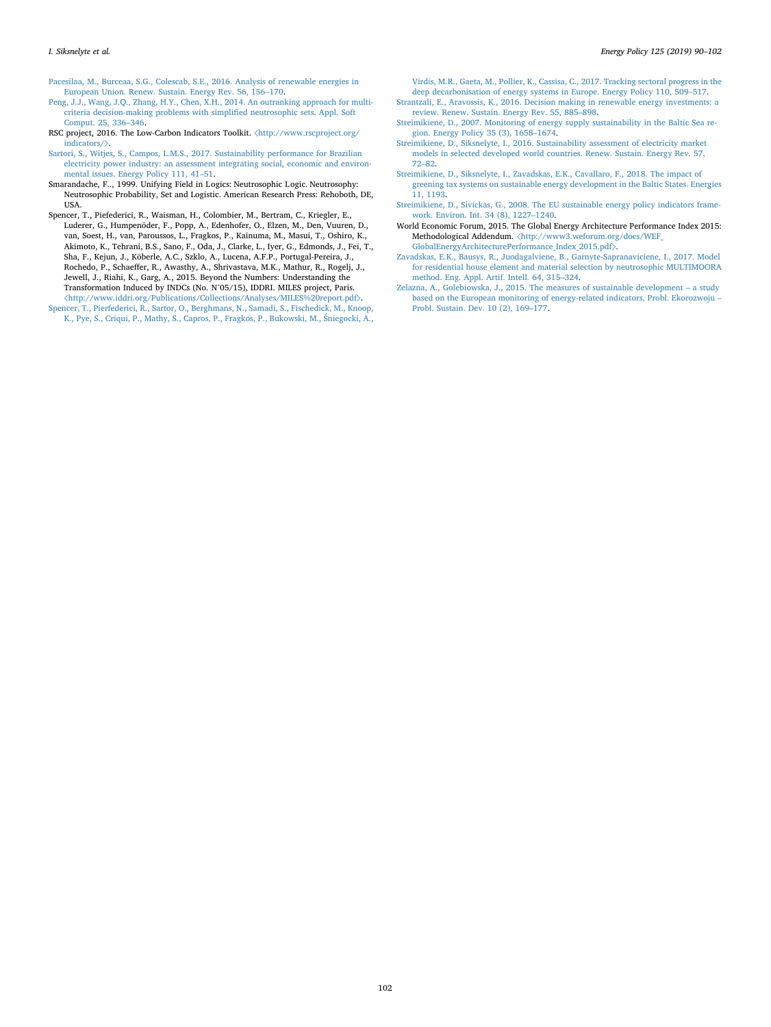Pacesilaa, M., Burceaa, S.G., Colescab, S.E., 2016. Analysis of renewable energies in European Union. Renew. Sustain. Energy Rev. 56, 156–170.

Peng, J.J., Wang, J.Q., Zhang, H.Y., Chen, X.H., 2014. An outranking approach for multi-criteria decision-making problems with simplified neutrosophic sets. Appl. Soft Comput. 25, 336–346.

RSC project, 2016. The Low-Carbon Indicators Toolkit. 〈http://www.rscproject.org/indicators/〉.

Sartori, S., Witjes, S., Campos, L.M.S., 2017. Sustainability performance for Brazilian electricity power industry: an assessment integrating social, economic and environmental issues. Energy Policy 111, 41–51.

Smarandache, F.., 1999. Unifying Field in Logics: Neutrosophic Logic. Neutrosophy: Neutrosophic Probability, Set and Logistic. American Research Press: Rehoboth, DE, USA.

Spencer, T., Piefederici, R., Waisman, H., Colombier, M., Bertram, C., Kriegler, E., Luderer, G., Humpenöder, F., Popp, A., Edenhofer, O., Elzen, M., Den, Vuuren, D., van, Soest, H., van, Paroussos, L., Fragkos, P., Kainuma, M., Masui, T., Oshiro, K., Akimoto, K., Tehrani, B.S., Sano, F., Oda, J., Clarke, L., Iyer, G., Edmonds, J., Fei, T., Sha, F., Kejun, J., Köberle, A.C., Szklo, A., Lucena, A.F.P., Portugal-Pereira, J., Rochedo, P., Schaeffer, R., Awasthy, A., Shrivastava, M.K., Mathur, R., Rogelj, J., Jewell, J., Riahi, K., Garg, A., 2015. Beyond the Numbers: Understanding the Transformation Induced by INDCs (No. N°05/15), IDDRI. MILES project, Paris. 〈http://www.iddri.org/Publications/Collections/Analyses/MILES%20report.pdf〉.

Spencer, T., Pierfederici, R., Sartor, O., Berghmans, N., Samadi, S., Fischedick, M., Knoop, K., Pye, S., Criqui, P., Mathy, S., Capros, P., Fragkos, P., Bukowski, M., Śniegocki, A., Virdis, M.R., Gaeta, M., Pollier, K., Cassisa, C., 2017. Tracking sectoral progress in the deep decarbonisation of energy systems in Europe. Energy Policy 110, 509–517.

Strantzali, E., Aravossis, K., 2016. Decision making in renewable energy investments: a review. Renew. Sustain. Energy Rev. 55, 885–898.

Streimikiene, D., 2007. Monitoring of energy supply sustainability in the Baltic Sea region. Energy Policy 35 (3), 1658–1674.

Streimikiene, D., Siksnelyte, I., 2016. Sustainability assessment of electricity market models in selected developed world countries. Renew. Sustain. Energy Rev. 57, 72–82.

Streimikiene, D., Siksnelyte, I., Zavadskas, E.K., Cavallaro, F., 2018. The impact of greening tax systems on sustainable energy development in the Baltic States. Energies 11, 1193.

Streimikiene, D., Sivickas, G., 2008. The EU sustainable energy policy indicators framework. Environ. Int. 34 (8), 1227–1240.

World Economic Forum, 2015. The Global Energy Architecture Performance Index 2015: Methodological Addendum. 〈http://www3.weforum.org/docs/WEF_GlobalEnergyArchitecturePerformance_Index_2015.pdf〉.

Zavadskas, E.K., Bausys, R., Juodagalviene, B., Garnyte-Sapranaviciene, I., 2017. Model for residential house element and material selection by neutrosophic MULTIMOORA method. Eng. Appl. Artif. Intell. 64, 315–324.

Zelazna, A., Golebiowska, J., 2015. The measures of sustainable development – a study based on the European monitoring of energy-related indicators. Probl. Ekorozwoju – Probl. Sustain. Dev. 10 (2), 169–177.